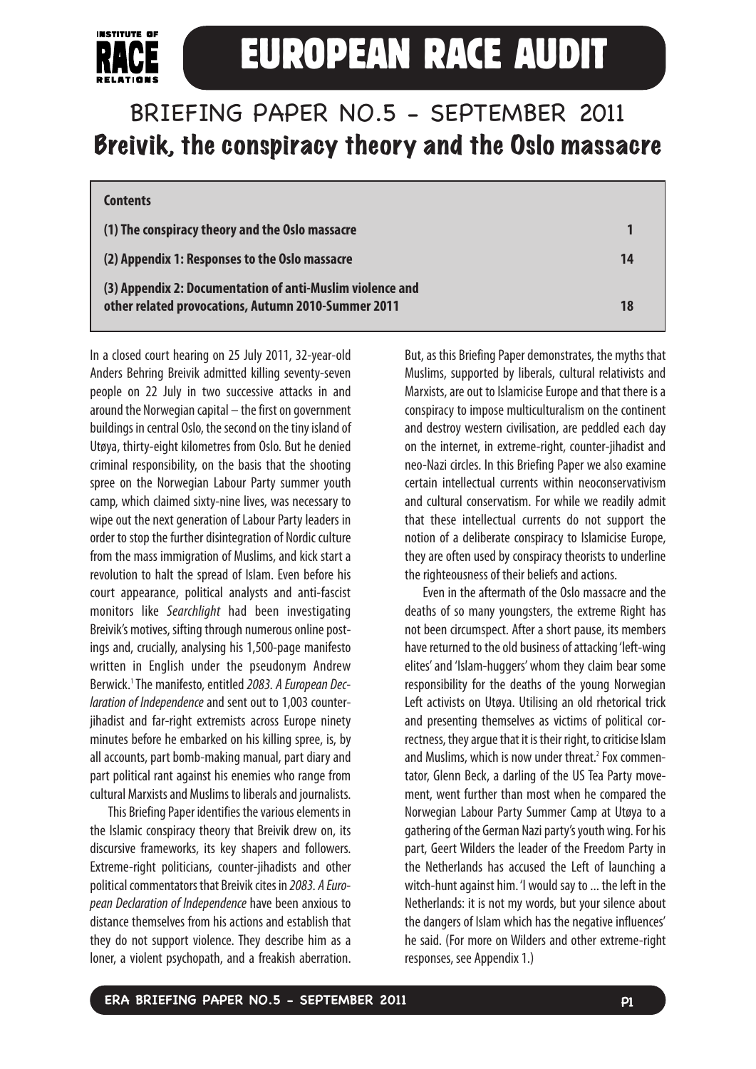# EUROPEAN RACE AUDIT

## BRIEFING PAPER NO.5 - SEPTEMBER 2011
## Breivik, the conspiracy theory and the Oslo massacre

| **Contents** | |
|---|---|
| **(1) The conspiracy theory and the Oslo massacre** | **1** |
| **(2) Appendix 1: Responses to the Oslo massacre** | **14** |
| **(3) Appendix 2: Documentation of anti-Muslim violence and other related provocations, Autumn 2010-Summer 2011** | **18** |

In a closed court hearing on 25 July 2011, 32-year-old Anders Behring Breivik admitted killing seventy-seven people on 22 July in two successive attacks in and around the Norwegian capital – the first on government buildings in central Oslo, the second on the tiny island of Utøya, thirty-eight kilometres from Oslo. But he denied criminal responsibility, on the basis that the shooting spree on the Norwegian Labour Party summer youth camp, which claimed sixty-nine lives, was necessary to wipe out the next generation of Labour Party leaders in order to stop the further disintegration of Nordic culture from the mass immigration of Muslims, and kick start a revolution to halt the spread of Islam. Even before his court appearance, political analysts and anti-fascist monitors like *Searchlight* had been investigating Breivik's motives, sifting through numerous online postings and, crucially, analysing his 1,500-page manifesto written in English under the pseudonym Andrew Berwick.[1] The manifesto, entitled *2083. A European Declaration of Independence* and sent out to 1,003 counter-jihadist and far-right extremists across Europe ninety minutes before he embarked on his killing spree, is, by all accounts, part bomb-making manual, part diary and part political rant against his enemies who range from cultural Marxists and Muslims to liberals and journalists.

This Briefing Paper identifies the various elements in the Islamic conspiracy theory that Breivik drew on, its discursive frameworks, its key shapers and followers. Extreme-right politicians, counter-jihadists and other political commentators that Breivik cites in *2083. A European Declaration of Independence* have been anxious to distance themselves from his actions and establish that they do not support violence. They describe him as a loner, a violent psychopath, and a freakish aberration. But, as this Briefing Paper demonstrates, the myths that Muslims, supported by liberals, cultural relativists and Marxists, are out to Islamicise Europe and that there is a conspiracy to impose multiculturalism on the continent and destroy western civilisation, are peddled each day on the internet, in extreme-right, counter-jihadist and neo-Nazi circles. In this Briefing Paper we also examine certain intellectual currents within neoconservativism and cultural conservatism. For while we readily admit that these intellectual currents do not support the notion of a deliberate conspiracy to Islamicise Europe, they are often used by conspiracy theorists to underline the righteousness of their beliefs and actions.

Even in the aftermath of the Oslo massacre and the deaths of so many youngsters, the extreme Right has not been circumspect. After a short pause, its members have returned to the old business of attacking 'left-wing elites' and 'Islam-huggers' whom they claim bear some responsibility for the deaths of the young Norwegian Left activists on Utøya. Utilising an old rhetorical trick and presenting themselves as victims of political correctness, they argue that it is their right, to criticise Islam and Muslims, which is now under threat.[2] Fox commentator, Glenn Beck, a darling of the US Tea Party movement, went further than most when he compared the Norwegian Labour Party Summer Camp at Utøya to a gathering of the German Nazi party's youth wing. For his part, Geert Wilders the leader of the Freedom Party in the Netherlands has accused the Left of launching a witch-hunt against him. 'I would say to ... the left in the Netherlands: it is not my words, but your silence about the dangers of Islam which has the negative influences' he said. (For more on Wilders and other extreme-right responses, see Appendix 1.)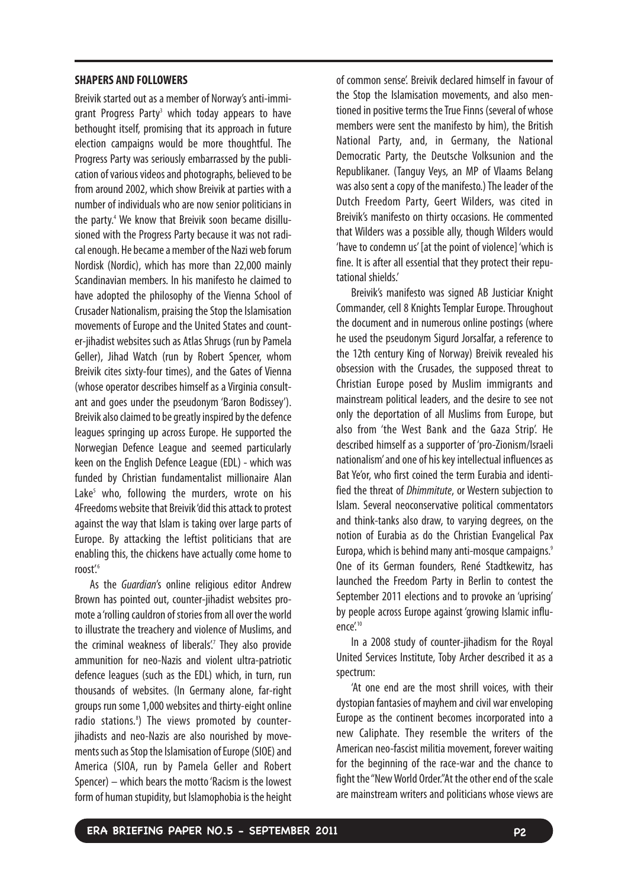## SHAPERS AND FOLLOWERS

Breivik started out as a member of Norway's anti-immigrant Progress Party[3] which today appears to have bethought itself, promising that its approach in future election campaigns would be more thoughtful. The Progress Party was seriously embarrassed by the publication of various videos and photographs, believed to be from around 2002, which show Breivik at parties with a number of individuals who are now senior politicians in the party.[4] We know that Breivik soon became disillusioned with the Progress Party because it was not radical enough. He became a member of the Nazi web forum Nordisk (Nordic), which has more than 22,000 mainly Scandinavian members. In his manifesto he claimed to have adopted the philosophy of the Vienna School of Crusader Nationalism, praising the Stop the Islamisation movements of Europe and the United States and counter-jihadist websites such as Atlas Shrugs (run by Pamela Geller), Jihad Watch (run by Robert Spencer, whom Breivik cites sixty-four times), and the Gates of Vienna (whose operator describes himself as a Virginia consultant and goes under the pseudonym 'Baron Bodissey'). Breivik also claimed to be greatly inspired by the defence leagues springing up across Europe. He supported the Norwegian Defence League and seemed particularly keen on the English Defence League (EDL) - which was funded by Christian fundamentalist millionaire Alan Lake[5] who, following the murders, wrote on his 4Freedoms website that Breivik 'did this attack to protest against the way that Islam is taking over large parts of Europe. By attacking the leftist politicians that are enabling this, the chickens have actually come home to roost.'[6]

As the *Guardian*'s online religious editor Andrew Brown has pointed out, counter-jihadist websites promote a 'rolling cauldron of stories from all over the world to illustrate the treachery and violence of Muslims, and the criminal weakness of liberals'.[7] They also provide ammunition for neo-Nazis and violent ultra-patriotic defence leagues (such as the EDL) which, in turn, run thousands of websites. (In Germany alone, far-right groups run some 1,000 websites and thirty-eight online radio stations.[8]) The views promoted by counter-jihadists and neo-Nazis are also nourished by movements such as Stop the Islamisation of Europe (SIOE) and America (SIOA, run by Pamela Geller and Robert Spencer) – which bears the motto 'Racism is the lowest form of human stupidity, but Islamophobia is the height of common sense'. Breivik declared himself in favour of the Stop the Islamisation movements, and also mentioned in positive terms the True Finns (several of whose members were sent the manifesto by him), the British National Party, and, in Germany, the National Democratic Party, the Deutsche Volksunion and the Republikaner. (Tanguy Veys, an MP of Vlaams Belang was also sent a copy of the manifesto.) The leader of the Dutch Freedom Party, Geert Wilders, was cited in Breivik's manifesto on thirty occasions. He commented that Wilders was a possible ally, though Wilders would 'have to condemn us' [at the point of violence] 'which is fine. It is after all essential that they protect their reputational shields.'

Breivik's manifesto was signed AB Justiciar Knight Commander, cell 8 Knights Templar Europe. Throughout the document and in numerous online postings (where he used the pseudonym Sigurd Jorsalfar, a reference to the 12th century King of Norway) Breivik revealed his obsession with the Crusades, the supposed threat to Christian Europe posed by Muslim immigrants and mainstream political leaders, and the desire to see not only the deportation of all Muslims from Europe, but also from 'the West Bank and the Gaza Strip'. He described himself as a supporter of 'pro-Zionism/Israeli nationalism' and one of his key intellectual influences as Bat Ye'or, who first coined the term Eurabia and identified the threat of *Dhimmitute*, or Western subjection to Islam. Several neoconservative political commentators and think-tanks also draw, to varying degrees, on the notion of Eurabia as do the Christian Evangelical Pax Europa, which is behind many anti-mosque campaigns.[9] One of its German founders, René Stadtkewitz, has launched the Freedom Party in Berlin to contest the September 2011 elections and to provoke an 'uprising' by people across Europe against 'growing Islamic influence'.[10]

In a 2008 study of counter-jihadism for the Royal United Services Institute, Toby Archer described it as a spectrum:

'At one end are the most shrill voices, with their dystopian fantasies of mayhem and civil war enveloping Europe as the continent becomes incorporated into a new Caliphate. They resemble the writers of the American neo-fascist militia movement, forever waiting for the beginning of the race-war and the chance to fight the "New World Order." At the other end of the scale are mainstream writers and politicians whose views are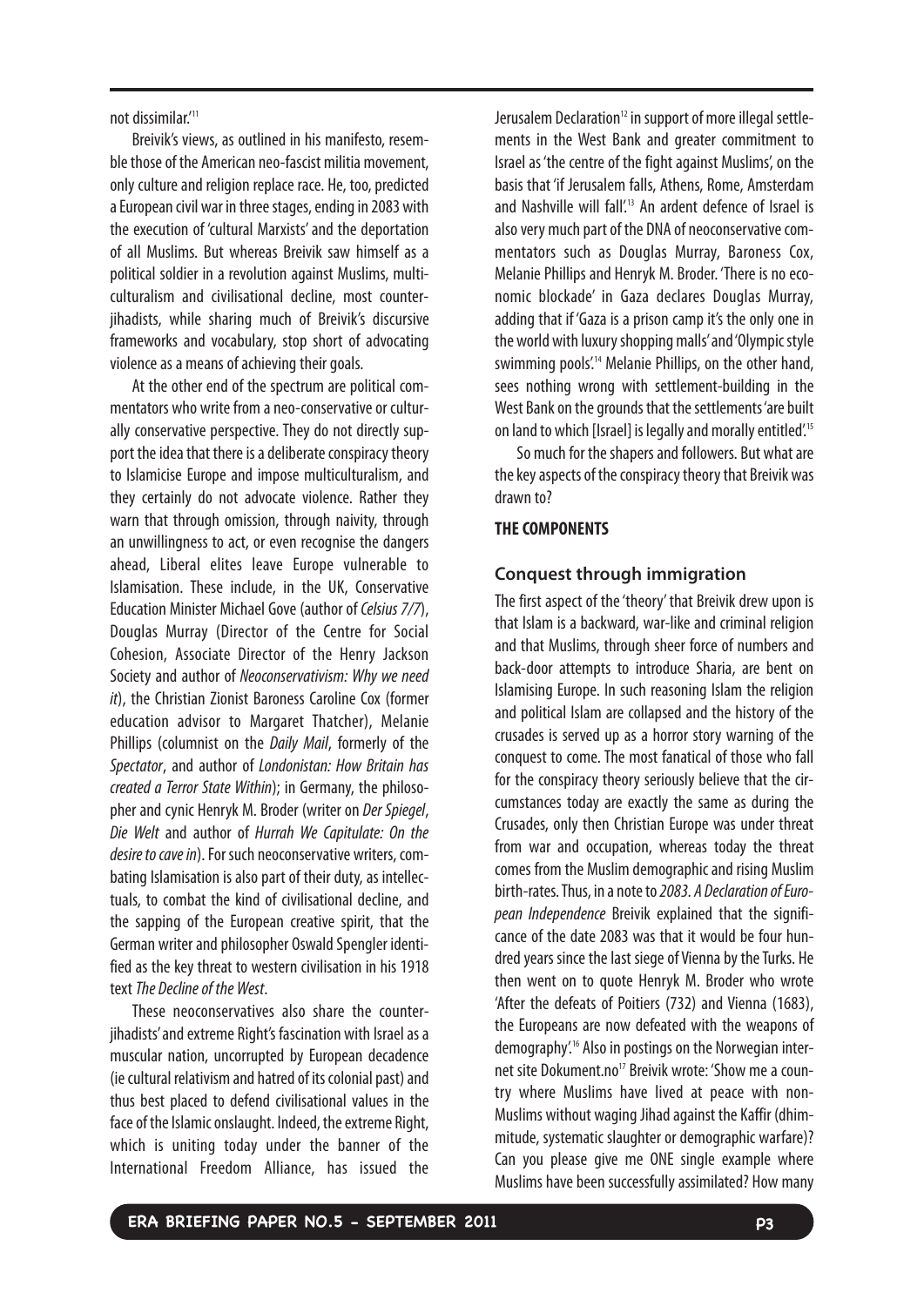not dissimilar.'[11]

Breivik's views, as outlined in his manifesto, resemble those of the American neo-fascist militia movement, only culture and religion replace race. He, too, predicted a European civil war in three stages, ending in 2083 with the execution of 'cultural Marxists' and the deportation of all Muslims. But whereas Breivik saw himself as a political soldier in a revolution against Muslims, multiculturalism and civilisational decline, most counter-jihadists, while sharing much of Breivik's discursive frameworks and vocabulary, stop short of advocating violence as a means of achieving their goals.

At the other end of the spectrum are political commentators who write from a neo-conservative or culturally conservative perspective. They do not directly support the idea that there is a deliberate conspiracy theory to Islamicise Europe and impose multiculturalism, and they certainly do not advocate violence. Rather they warn that through omission, through naivity, through an unwillingness to act, or even recognise the dangers ahead, Liberal elites leave Europe vulnerable to Islamisation. These include, in the UK, Conservative Education Minister Michael Gove (author of *Celsius 7/7*), Douglas Murray (Director of the Centre for Social Cohesion, Associate Director of the Henry Jackson Society and author of *Neoconservativism: Why we need it*), the Christian Zionist Baroness Caroline Cox (former education advisor to Margaret Thatcher), Melanie Phillips (columnist on the *Daily Mail*, formerly of the *Spectator*, and author of *Londonistan: How Britain has created a Terror State Within*); in Germany, the philosopher and cynic Henryk M. Broder (writer on *Der Spiegel*, *Die Welt* and author of *Hurrah We Capitulate: On the desire to cave in*). For such neoconservative writers, combating Islamisation is also part of their duty, as intellectuals, to combat the kind of civilisational decline, and the sapping of the European creative spirit, that the German writer and philosopher Oswald Spengler identified as the key threat to western civilisation in his 1918 text *The Decline of the West*.

These neoconservatives also share the counter-jihadists' and extreme Right's fascination with Israel as a muscular nation, uncorrupted by European decadence (ie cultural relativism and hatred of its colonial past) and thus best placed to defend civilisational values in the face of the Islamic onslaught. Indeed, the extreme Right, which is uniting today under the banner of the International Freedom Alliance, has issued the Jerusalem Declaration[12] in support of more illegal settlements in the West Bank and greater commitment to Israel as 'the centre of the fight against Muslims', on the basis that 'if Jerusalem falls, Athens, Rome, Amsterdam and Nashville will fall'.[13] An ardent defence of Israel is also very much part of the DNA of neoconservative commentators such as Douglas Murray, Baroness Cox, Melanie Phillips and Henryk M. Broder. 'There is no economic blockade' in Gaza declares Douglas Murray, adding that if 'Gaza is a prison camp it's the only one in the world with luxury shopping malls' and 'Olympic style swimming pools'.[14] Melanie Phillips, on the other hand, sees nothing wrong with settlement-building in the West Bank on the grounds that the settlements 'are built on land to which [Israel] is legally and morally entitled'.[15]

So much for the shapers and followers. But what are the key aspects of the conspiracy theory that Breivik was drawn to?

## THE COMPONENTS

### Conquest through immigration

The first aspect of the 'theory' that Breivik drew upon is that Islam is a backward, war-like and criminal religion and that Muslims, through sheer force of numbers and back-door attempts to introduce Sharia, are bent on Islamising Europe. In such reasoning Islam the religion and political Islam are collapsed and the history of the crusades is served up as a horror story warning of the conquest to come. The most fanatical of those who fall for the conspiracy theory seriously believe that the circumstances today are exactly the same as during the Crusades, only then Christian Europe was under threat from war and occupation, whereas today the threat comes from the Muslim demographic and rising Muslim birth-rates. Thus, in a note to *2083. A Declaration of European Independence* Breivik explained that the significance of the date 2083 was that it would be four hundred years since the last siege of Vienna by the Turks. He then went on to quote Henryk M. Broder who wrote 'After the defeats of Poitiers (732) and Vienna (1683), the Europeans are now defeated with the weapons of demography'.[16] Also in postings on the Norwegian internet site Dokument.no[17] Breivik wrote: 'Show me a country where Muslims have lived at peace with non-Muslims without waging Jihad against the Kaffir (dhimmitude, systematic slaughter or demographic warfare)? Can you please give me ONE single example where Muslims have been successfully assimilated? How many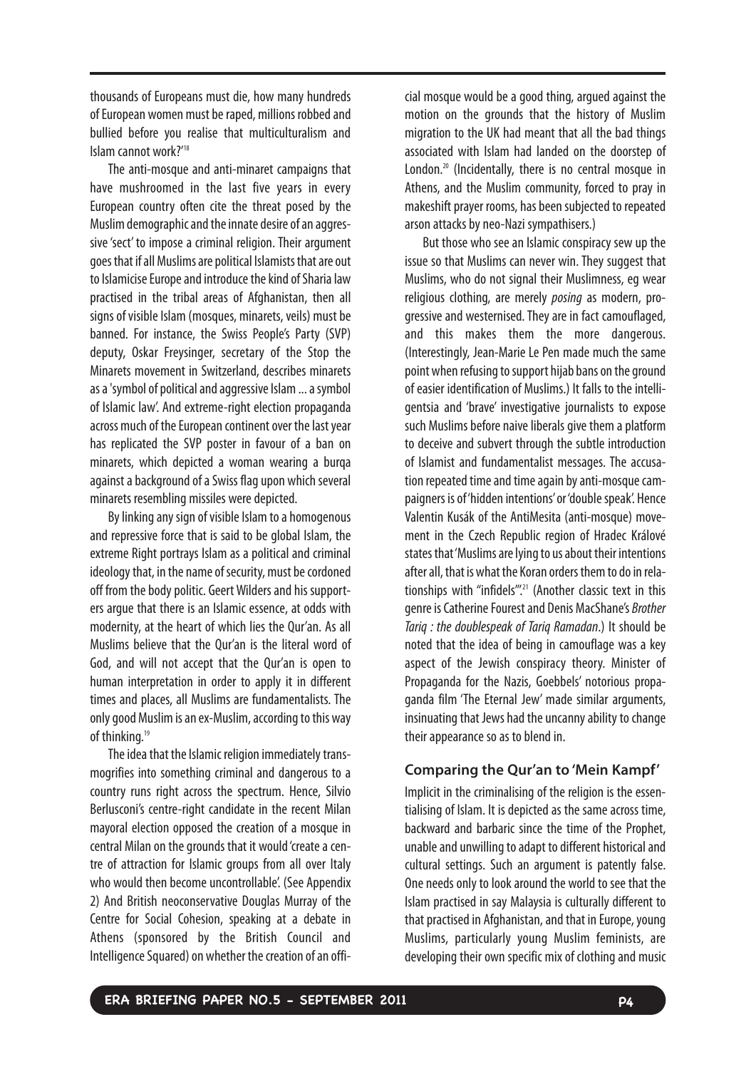thousands of Europeans must die, how many hundreds of European women must be raped, millions robbed and bullied before you realise that multiculturalism and Islam cannot work?'[18]

The anti-mosque and anti-minaret campaigns that have mushroomed in the last five years in every European country often cite the threat posed by the Muslim demographic and the innate desire of an aggressive 'sect' to impose a criminal religion. Their argument goes that if all Muslims are political Islamists that are out to Islamicise Europe and introduce the kind of Sharia law practised in the tribal areas of Afghanistan, then all signs of visible Islam (mosques, minarets, veils) must be banned. For instance, the Swiss People's Party (SVP) deputy, Oskar Freysinger, secretary of the Stop the Minarets movement in Switzerland, describes minarets as a 'symbol of political and aggressive Islam ... a symbol of Islamic law'. And extreme-right election propaganda across much of the European continent over the last year has replicated the SVP poster in favour of a ban on minarets, which depicted a woman wearing a burqa against a background of a Swiss flag upon which several minarets resembling missiles were depicted.

By linking any sign of visible Islam to a homogenous and repressive force that is said to be global Islam, the extreme Right portrays Islam as a political and criminal ideology that, in the name of security, must be cordoned off from the body politic. Geert Wilders and his supporters argue that there is an Islamic essence, at odds with modernity, at the heart of which lies the Qur'an. As all Muslims believe that the Qur'an is the literal word of God, and will not accept that the Qur'an is open to human interpretation in order to apply it in different times and places, all Muslims are fundamentalists. The only good Muslim is an ex-Muslim, according to this way of thinking.[19]

The idea that the Islamic religion immediately transmogrifies into something criminal and dangerous to a country runs right across the spectrum. Hence, Silvio Berlusconi's centre-right candidate in the recent Milan mayoral election opposed the creation of a mosque in central Milan on the grounds that it would 'create a centre of attraction for Islamic groups from all over Italy who would then become uncontrollable'. (See Appendix 2) And British neoconservative Douglas Murray of the Centre for Social Cohesion, speaking at a debate in Athens (sponsored by the British Council and Intelligence Squared) on whether the creation of an official mosque would be a good thing, argued against the motion on the grounds that the history of Muslim migration to the UK had meant that all the bad things associated with Islam had landed on the doorstep of London.[20] (Incidentally, there is no central mosque in Athens, and the Muslim community, forced to pray in makeshift prayer rooms, has been subjected to repeated arson attacks by neo-Nazi sympathisers.)

But those who see an Islamic conspiracy sew up the issue so that Muslims can never win. They suggest that Muslims, who do not signal their Muslimness, eg wear religious clothing, are merely *posing* as modern, progressive and westernised. They are in fact camouflaged, and this makes them the more dangerous. (Interestingly, Jean-Marie Le Pen made much the same point when refusing to support hijab bans on the ground of easier identification of Muslims.) It falls to the intelligentsia and 'brave' investigative journalists to expose such Muslims before naive liberals give them a platform to deceive and subvert through the subtle introduction of Islamist and fundamentalist messages. The accusation repeated time and time again by anti-mosque campaigners is of 'hidden intentions' or 'double speak'. Hence Valentin Kusák of the AntiMesita (anti-mosque) movement in the Czech Republic region of Hradec Králové states that 'Muslims are lying to us about their intentions after all, that is what the Koran orders them to do in relationships with "infidels"'.[21] (Another classic text in this genre is Catherine Fourest and Denis MacShane's *Brother Tariq : the doublespeak of Tariq Ramadan*.) It should be noted that the idea of being in camouflage was a key aspect of the Jewish conspiracy theory. Minister of Propaganda for the Nazis, Goebbels' notorious propaganda film 'The Eternal Jew' made similar arguments, insinuating that Jews had the uncanny ability to change their appearance so as to blend in.

## Comparing the Qur'an to 'Mein Kampf'

Implicit in the criminalising of the religion is the essentialising of Islam. It is depicted as the same across time, backward and barbaric since the time of the Prophet, unable and unwilling to adapt to different historical and cultural settings. Such an argument is patently false. One needs only to look around the world to see that the Islam practised in say Malaysia is culturally different to that practised in Afghanistan, and that in Europe, young Muslims, particularly young Muslim feminists, are developing their own specific mix of clothing and music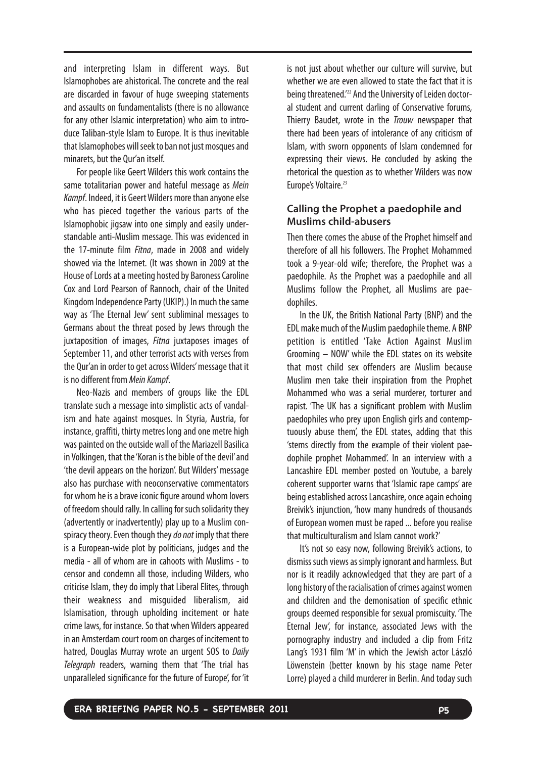and interpreting Islam in different ways. But Islamophobes are ahistorical. The concrete and the real are discarded in favour of huge sweeping statements and assaults on fundamentalists (there is no allowance for any other Islamic interpretation) who aim to introduce Taliban-style Islam to Europe. It is thus inevitable that Islamophobes will seek to ban not just mosques and minarets, but the Qur'an itself.

For people like Geert Wilders this work contains the same totalitarian power and hateful message as *Mein Kampf*. Indeed, it is Geert Wilders more than anyone else who has pieced together the various parts of the Islamophobic jigsaw into one simply and easily understandable anti-Muslim message. This was evidenced in the 17-minute film *Fitna*, made in 2008 and widely showed via the Internet. (It was shown in 2009 at the House of Lords at a meeting hosted by Baroness Caroline Cox and Lord Pearson of Rannoch, chair of the United Kingdom Independence Party (UKIP).) In much the same way as 'The Eternal Jew' sent subliminal messages to Germans about the threat posed by Jews through the juxtaposition of images, *Fitna* juxtaposes images of September 11, and other terrorist acts with verses from the Qur'an in order to get across Wilders' message that it is no different from *Mein Kampf*.

Neo-Nazis and members of groups like the EDL translate such a message into simplistic acts of vandalism and hate against mosques. In Styria, Austria, for instance, graffiti, thirty metres long and one metre high was painted on the outside wall of the Mariazell Basilica in Volkingen, that the 'Koran is the bible of the devil' and 'the devil appears on the horizon'. But Wilders' message also has purchase with neoconservative commentators for whom he is a brave iconic figure around whom lovers of freedom should rally. In calling for such solidarity they (advertently or inadvertently) play up to a Muslim conspiracy theory. Even though they *do not* imply that there is a European-wide plot by politicians, judges and the media - all of whom are in cahoots with Muslims - to censor and condemn all those, including Wilders, who criticise Islam, they do imply that Liberal Elites, through their weakness and misguided liberalism, aid Islamisation, through upholding incitement or hate crime laws, for instance. So that when Wilders appeared in an Amsterdam court room on charges of incitement to hatred, Douglas Murray wrote an urgent SOS to *Daily Telegraph* readers, warning them that 'The trial has unparalleled significance for the future of Europe', for 'it is not just about whether our culture will survive, but whether we are even allowed to state the fact that it is being threatened.'[22] And the University of Leiden doctoral student and current darling of Conservative forums, Thierry Baudet, wrote in the *Trouw* newspaper that there had been years of intolerance of any criticism of Islam, with sworn opponents of Islam condemned for expressing their views. He concluded by asking the rhetorical the question as to whether Wilders was now Europe's Voltaire.[23]

### Calling the Prophet a paedophile and Muslims child-abusers

Then there comes the abuse of the Prophet himself and therefore of all his followers. The Prophet Mohammed took a 9-year-old wife; therefore, the Prophet was a paedophile. As the Prophet was a paedophile and all Muslims follow the Prophet, all Muslims are paedophiles.

In the UK, the British National Party (BNP) and the EDL make much of the Muslim paedophile theme. A BNP petition is entitled 'Take Action Against Muslim Grooming – NOW' while the EDL states on its website that most child sex offenders are Muslim because Muslim men take their inspiration from the Prophet Mohammed who was a serial murderer, torturer and rapist. 'The UK has a significant problem with Muslim paedophiles who prey upon English girls and contemptuously abuse them', the EDL states, adding that this 'stems directly from the example of their violent paedophile prophet Mohammed'. In an interview with a Lancashire EDL member posted on Youtube, a barely coherent supporter warns that 'Islamic rape camps' are being established across Lancashire, once again echoing Breivik's injunction, 'how many hundreds of thousands of European women must be raped ... before you realise that multiculturalism and Islam cannot work?'

It's not so easy now, following Breivik's actions, to dismiss such views as simply ignorant and harmless. But nor is it readily acknowledged that they are part of a long history of the racialisation of crimes against women and children and the demonisation of specific ethnic groups deemed responsible for sexual promiscuity. 'The Eternal Jew', for instance, associated Jews with the pornography industry and included a clip from Fritz Lang's 1931 film 'M' in which the Jewish actor László Löwenstein (better known by his stage name Peter Lorre) played a child murderer in Berlin. And today such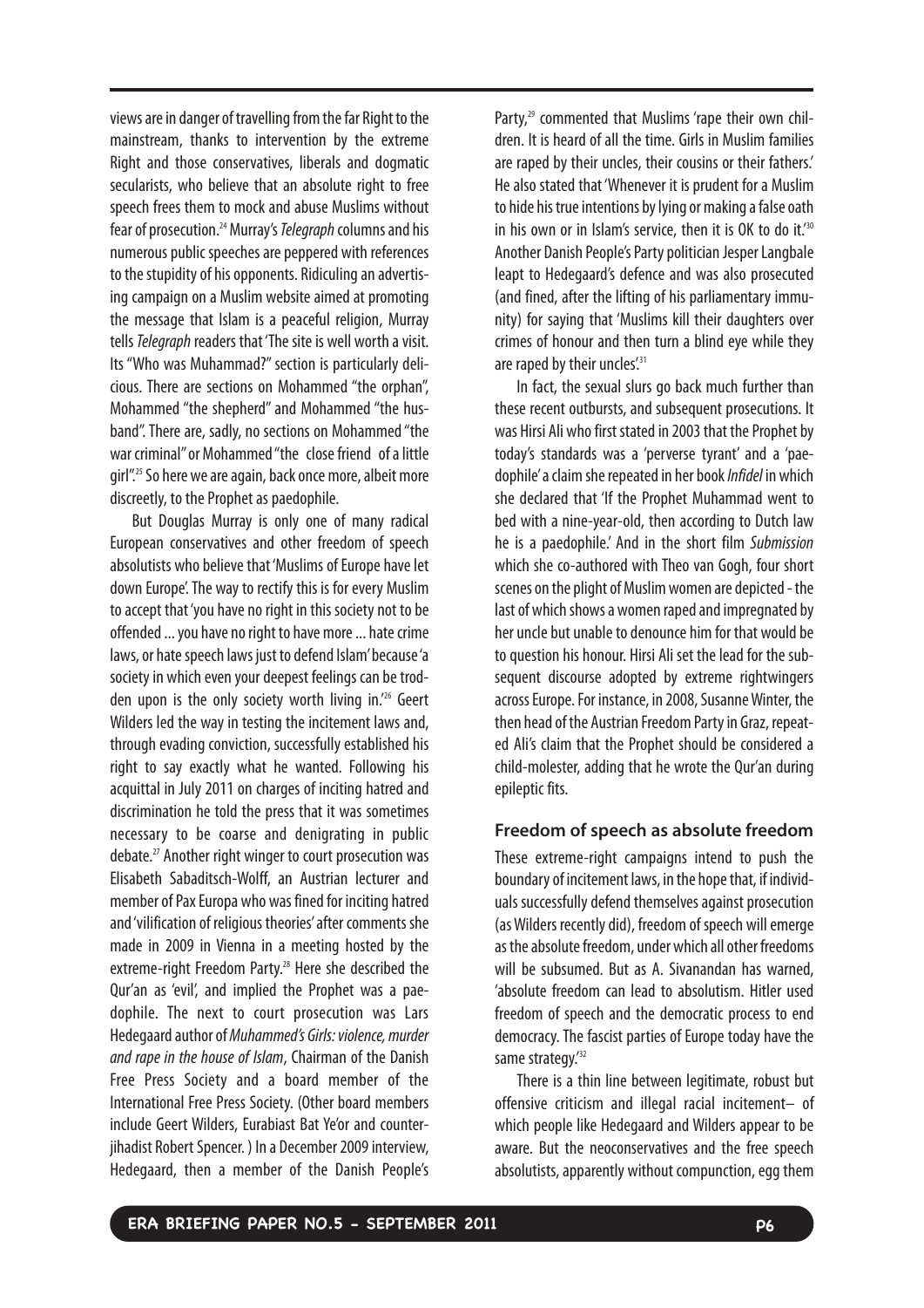views are in danger of travelling from the far Right to the mainstream, thanks to intervention by the extreme Right and those conservatives, liberals and dogmatic secularists, who believe that an absolute right to free speech frees them to mock and abuse Muslims without fear of prosecution.[24] Murray's *Telegraph* columns and his numerous public speeches are peppered with references to the stupidity of his opponents. Ridiculing an advertising campaign on a Muslim website aimed at promoting the message that Islam is a peaceful religion, Murray tells *Telegraph* readers that 'The site is well worth a visit. Its "Who was Muhammad?" section is particularly delicious. There are sections on Mohammed "the orphan", Mohammed "the shepherd" and Mohammed "the husband". There are, sadly, no sections on Mohammed "the war criminal" or Mohammed "the close friend of a little girl".'[25] So here we are again, back once more, albeit more discreetly, to the Prophet as paedophile.

But Douglas Murray is only one of many radical European conservatives and other freedom of speech absolutists who believe that 'Muslims of Europe have let down Europe'. The way to rectify this is for every Muslim to accept that 'you have no right in this society not to be offended ... you have no right to have more ... hate crime laws, or hate speech laws just to defend Islam' because 'a society in which even your deepest feelings can be trodden upon is the only society worth living in.'[26] Geert Wilders led the way in testing the incitement laws and, through evading conviction, successfully established his right to say exactly what he wanted. Following his acquittal in July 2011 on charges of inciting hatred and discrimination he told the press that it was sometimes necessary to be coarse and denigrating in public debate.[27] Another right winger to court prosecution was Elisabeth Sabaditsch-Wolff, an Austrian lecturer and member of Pax Europa who was fined for inciting hatred and 'vilification of religious theories' after comments she made in 2009 in Vienna in a meeting hosted by the extreme-right Freedom Party.[28] Here she described the Qur'an as 'evil', and implied the Prophet was a paedophile. The next to court prosecution was Lars Hedegaard author of *Muhammed's Girls: violence, murder and rape in the house of Islam*, Chairman of the Danish Free Press Society and a board member of the International Free Press Society. (Other board members include Geert Wilders, Eurabiast Bat Ye'or and counter-jihadist Robert Spencer. ) In a December 2009 interview, Hedegaard, then a member of the Danish People's Party,[29] commented that Muslims 'rape their own children. It is heard of all the time. Girls in Muslim families are raped by their uncles, their cousins or their fathers.' He also stated that 'Whenever it is prudent for a Muslim to hide his true intentions by lying or making a false oath in his own or in Islam's service, then it is OK to do it.'[30] Another Danish People's Party politician Jesper Langbale leapt to Hedegaard's defence and was also prosecuted (and fined, after the lifting of his parliamentary immunity) for saying that 'Muslims kill their daughters over crimes of honour and then turn a blind eye while they are raped by their uncles'.[31]

In fact, the sexual slurs go back much further than these recent outbursts, and subsequent prosecutions. It was Hirsi Ali who first stated in 2003 that the Prophet by today's standards was a 'perverse tyrant' and a 'paedophile' a claim she repeated in her book *Infidel* in which she declared that 'If the Prophet Muhammad went to bed with a nine-year-old, then according to Dutch law he is a paedophile.' And in the short film *Submission* which she co-authored with Theo van Gogh, four short scenes on the plight of Muslim women are depicted - the last of which shows a women raped and impregnated by her uncle but unable to denounce him for that would be to question his honour. Hirsi Ali set the lead for the subsequent discourse adopted by extreme rightwingers across Europe. For instance, in 2008, Susanne Winter, the then head of the Austrian Freedom Party in Graz, repeated Ali's claim that the Prophet should be considered a child-molester, adding that he wrote the Qur'an during epileptic fits.

### Freedom of speech as absolute freedom

These extreme-right campaigns intend to push the boundary of incitement laws, in the hope that, if individuals successfully defend themselves against prosecution (as Wilders recently did), freedom of speech will emerge as the absolute freedom, under which all other freedoms will be subsumed. But as A. Sivanandan has warned, 'absolute freedom can lead to absolutism. Hitler used freedom of speech and the democratic process to end democracy. The fascist parties of Europe today have the same strategy.'[32]

There is a thin line between legitimate, robust but offensive criticism and illegal racial incitement– of which people like Hedegaard and Wilders appear to be aware. But the neoconservatives and the free speech absolutists, apparently without compunction, egg them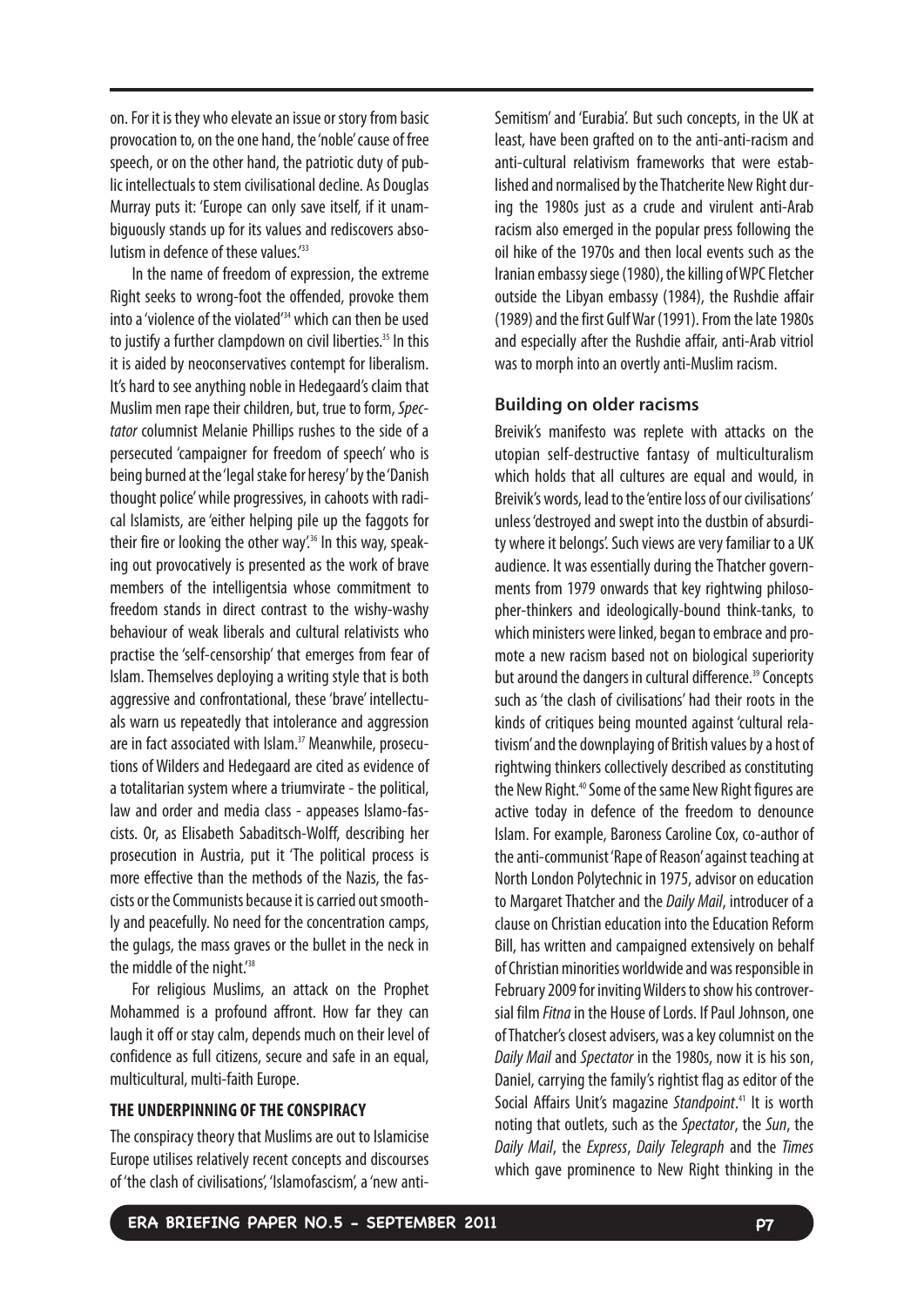on. For it is they who elevate an issue or story from basic provocation to, on the one hand, the 'noble' cause of free speech, or on the other hand, the patriotic duty of public intellectuals to stem civilisational decline. As Douglas Murray puts it: 'Europe can only save itself, if it unambiguously stands up for its values and rediscovers absolutism in defence of these values.'[33]

In the name of freedom of expression, the extreme Right seeks to wrong-foot the offended, provoke them into a 'violence of the violated'[34] which can then be used to justify a further clampdown on civil liberties.[35] In this it is aided by neoconservatives contempt for liberalism. It's hard to see anything noble in Hedegaard's claim that Muslim men rape their children, but, true to form, *Spectator* columnist Melanie Phillips rushes to the side of a persecuted 'campaigner for freedom of speech' who is being burned at the 'legal stake for heresy' by the 'Danish thought police' while progressives, in cahoots with radical Islamists, are 'either helping pile up the faggots for their fire or looking the other way'.[36] In this way, speaking out provocatively is presented as the work of brave members of the intelligentsia whose commitment to freedom stands in direct contrast to the wishy-washy behaviour of weak liberals and cultural relativists who practise the 'self-censorship' that emerges from fear of Islam. Themselves deploying a writing style that is both aggressive and confrontational, these 'brave' intellectuals warn us repeatedly that intolerance and aggression are in fact associated with Islam.[37] Meanwhile, prosecutions of Wilders and Hedegaard are cited as evidence of a totalitarian system where a triumvirate - the political, law and order and media class - appeases Islamo-fascists. Or, as Elisabeth Sabaditsch-Wolff, describing her prosecution in Austria, put it 'The political process is more effective than the methods of the Nazis, the fascists or the Communists because it is carried out smoothly and peacefully. No need for the concentration camps, the gulags, the mass graves or the bullet in the neck in the middle of the night.'[38]

For religious Muslims, an attack on the Prophet Mohammed is a profound affront. How far they can laugh it off or stay calm, depends much on their level of confidence as full citizens, secure and safe in an equal, multicultural, multi-faith Europe.

## THE UNDERPINNING OF THE CONSPIRACY

The conspiracy theory that Muslims are out to Islamicise Europe utilises relatively recent concepts and discourses of 'the clash of civilisations', 'Islamofascism', a 'new anti-Semitism' and 'Eurabia'. But such concepts, in the UK at least, have been grafted on to the anti-anti-racism and anti-cultural relativism frameworks that were established and normalised by the Thatcherite New Right during the 1980s just as a crude and virulent anti-Arab racism also emerged in the popular press following the oil hike of the 1970s and then local events such as the Iranian embassy siege (1980), the killing of WPC Fletcher outside the Libyan embassy (1984), the Rushdie affair (1989) and the first Gulf War (1991). From the late 1980s and especially after the Rushdie affair, anti-Arab vitriol was to morph into an overtly anti-Muslim racism.

### Building on older racisms

Breivik's manifesto was replete with attacks on the utopian self-destructive fantasy of multiculturalism which holds that all cultures are equal and would, in Breivik's words, lead to the 'entire loss of our civilisations' unless 'destroyed and swept into the dustbin of absurdity where it belongs'. Such views are very familiar to a UK audience. It was essentially during the Thatcher governments from 1979 onwards that key rightwing philosopher-thinkers and ideologically-bound think-tanks, to which ministers were linked, began to embrace and promote a new racism based not on biological superiority but around the dangers in cultural difference.[39] Concepts such as 'the clash of civilisations' had their roots in the kinds of critiques being mounted against 'cultural relativism' and the downplaying of British values by a host of rightwing thinkers collectively described as constituting the New Right.[40] Some of the same New Right figures are active today in defence of the freedom to denounce Islam. For example, Baroness Caroline Cox, co-author of the anti-communist 'Rape of Reason' against teaching at North London Polytechnic in 1975, advisor on education to Margaret Thatcher and the *Daily Mail*, introducer of a clause on Christian education into the Education Reform Bill, has written and campaigned extensively on behalf of Christian minorities worldwide and was responsible in February 2009 for inviting Wilders to show his controversial film *Fitna* in the House of Lords. If Paul Johnson, one of Thatcher's closest advisers, was a key columnist on the *Daily Mail* and *Spectator* in the 1980s, now it is his son, Daniel, carrying the family's rightist flag as editor of the Social Affairs Unit's magazine *Standpoint*.[41] It is worth noting that outlets, such as the *Spectator*, the *Sun*, the *Daily Mail*, the *Express*, *Daily Telegraph* and the *Times* which gave prominence to New Right thinking in the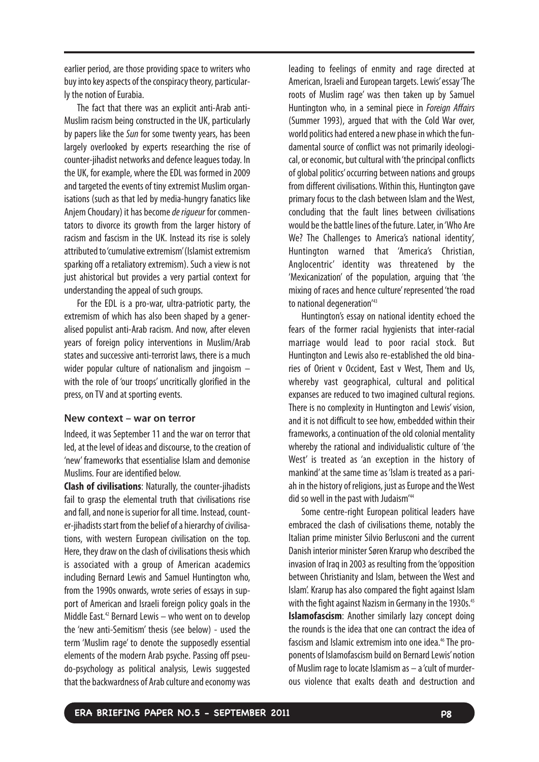earlier period, are those providing space to writers who buy into key aspects of the conspiracy theory, particularly the notion of Eurabia.

The fact that there was an explicit anti-Arab anti-Muslim racism being constructed in the UK, particularly by papers like the *Sun* for some twenty years, has been largely overlooked by experts researching the rise of counter-jihadist networks and defence leagues today. In the UK, for example, where the EDL was formed in 2009 and targeted the events of tiny extremist Muslim organisations (such as that led by media-hungry fanatics like Anjem Choudary) it has become *de rigueur* for commentators to divorce its growth from the larger history of racism and fascism in the UK. Instead its rise is solely attributed to 'cumulative extremism' (Islamist extremism sparking off a retaliatory extremism). Such a view is not just ahistorical but provides a very partial context for understanding the appeal of such groups.

For the EDL is a pro-war, ultra-patriotic party, the extremism of which has also been shaped by a generalised populist anti-Arab racism. And now, after eleven years of foreign policy interventions in Muslim/Arab states and successive anti-terrorist laws, there is a much wider popular culture of nationalism and jingoism – with the role of 'our troops' uncritically glorified in the press, on TV and at sporting events.

### New context – war on terror

Indeed, it was September 11 and the war on terror that led, at the level of ideas and discourse, to the creation of 'new' frameworks that essentialise Islam and demonise Muslims. Four are identified below.

**Clash of civilisations**: Naturally, the counter-jihadists fail to grasp the elemental truth that civilisations rise and fall, and none is superior for all time. Instead, counter-jihadists start from the belief of a hierarchy of civilisations, with western European civilisation on the top. Here, they draw on the clash of civilisations thesis which is associated with a group of American academics including Bernard Lewis and Samuel Huntington who, from the 1990s onwards, wrote series of essays in support of American and Israeli foreign policy goals in the Middle East.[42] Bernard Lewis – who went on to develop the 'new anti-Semitism' thesis (see below) - used the term 'Muslim rage' to denote the supposedly essential elements of the modern Arab psyche. Passing off pseudo-psychology as political analysis, Lewis suggested that the backwardness of Arab culture and economy was leading to feelings of enmity and rage directed at American, Israeli and European targets. Lewis' essay 'The roots of Muslim rage' was then taken up by Samuel Huntington who, in a seminal piece in *Foreign Affairs* (Summer 1993), argued that with the Cold War over, world politics had entered a new phase in which the fundamental source of conflict was not primarily ideological, or economic, but cultural with 'the principal conflicts of global politics' occurring between nations and groups from different civilisations. Within this, Huntington gave primary focus to the clash between Islam and the West, concluding that the fault lines between civilisations would be the battle lines of the future. Later, in 'Who Are We? The Challenges to America's national identity', Huntington warned that 'America's Christian, Anglocentric' identity was threatened by the 'Mexicanization' of the population, arguing that 'the mixing of races and hence culture' represented 'the road to national degeneration'[43]

Huntington's essay on national identity echoed the fears of the former racial hygienists that inter-racial marriage would lead to poor racial stock. But Huntington and Lewis also re-established the old binaries of Orient v Occident, East v West, Them and Us, whereby vast geographical, cultural and political expanses are reduced to two imagined cultural regions. There is no complexity in Huntington and Lewis' vision, and it is not difficult to see how, embedded within their frameworks, a continuation of the old colonial mentality whereby the rational and individualistic culture of 'the West' is treated as 'an exception in the history of mankind' at the same time as 'Islam is treated as a pariah in the history of religions, just as Europe and the West did so well in the past with Judaism'[44]

Some centre-right European political leaders have embraced the clash of civilisations theme, notably the Italian prime minister Silvio Berlusconi and the current Danish interior minister Søren Krarup who described the invasion of Iraq in 2003 as resulting from the 'opposition between Christianity and Islam, between the West and Islam'. Krarup has also compared the fight against Islam with the fight against Nazism in Germany in the 1930s.[45]

**Islamofascism**: Another similarly lazy concept doing the rounds is the idea that one can contract the idea of fascism and Islamic extremism into one idea.[46] The proponents of Islamofascism build on Bernard Lewis' notion of Muslim rage to locate Islamism as – a 'cult of murderous violence that exalts death and destruction and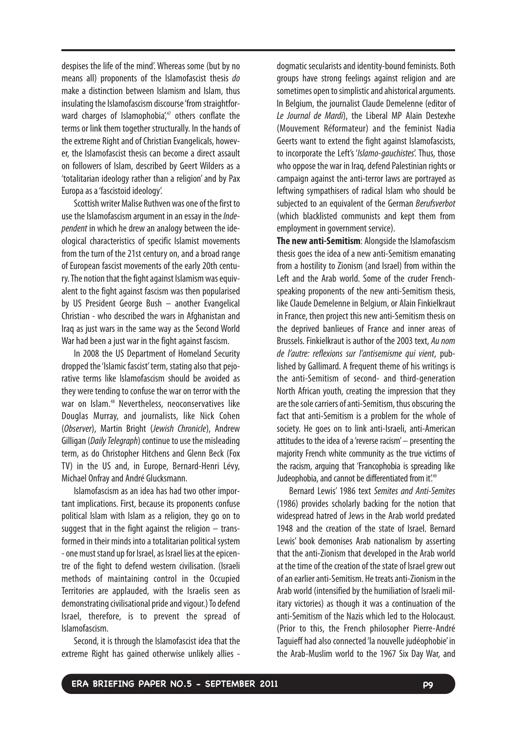despises the life of the mind'. Whereas some (but by no means all) proponents of the Islamofascist thesis *do* make a distinction between Islamism and Islam, thus insulating the Islamofascism discourse 'from straightforward charges of Islamophobia',[47] others conflate the terms or link them together structurally. In the hands of the extreme Right and of Christian Evangelicals, however, the Islamofascist thesis can become a direct assault on followers of Islam, described by Geert Wilders as a 'totalitarian ideology rather than a religion' and by Pax Europa as a 'fascistoid ideology'.

Scottish writer Malise Ruthven was one of the first to use the Islamofascism argument in an essay in the *Independent* in which he drew an analogy between the ideological characteristics of specific Islamist movements from the turn of the 21st century on, and a broad range of European fascist movements of the early 20th century. The notion that the fight against Islamism was equivalent to the fight against fascism was then popularised by US President George Bush – another Evangelical Christian - who described the wars in Afghanistan and Iraq as just wars in the same way as the Second World War had been a just war in the fight against fascism.

In 2008 the US Department of Homeland Security dropped the 'Islamic fascist' term, stating also that pejorative terms like Islamofascism should be avoided as they were tending to confuse the war on terror with the war on Islam.[48] Nevertheless, neoconservatives like Douglas Murray, and journalists, like Nick Cohen (*Observer*), Martin Bright (*Jewish Chronicle*), Andrew Gilligan (*Daily Telegraph*) continue to use the misleading term, as do Christopher Hitchens and Glenn Beck (Fox TV) in the US and, in Europe, Bernard-Henri Lévy, Michael Onfray and André Glucksmann.

Islamofascism as an idea has had two other important implications. First, because its proponents confuse political Islam with Islam as a religion, they go on to suggest that in the fight against the religion – transformed in their minds into a totalitarian political system - one must stand up for Israel, as Israel lies at the epicentre of the fight to defend western civilisation. (Israeli methods of maintaining control in the Occupied Territories are applauded, with the Israelis seen as demonstrating civilisational pride and vigour.) To defend Israel, therefore, is to prevent the spread of Islamofascism.

Second, it is through the Islamofascist idea that the extreme Right has gained otherwise unlikely allies - dogmatic secularists and identity-bound feminists. Both groups have strong feelings against religion and are sometimes open to simplistic and ahistorical arguments. In Belgium, the journalist Claude Demelenne (editor of *Le Journal de Mardi*), the Liberal MP Alain Destexhe (Mouvement Réformateur) and the feminist Nadia Geerts want to extend the fight against Islamofascists, to incorporate the Left's '*Islamo-gauchistes*'. Thus, those who oppose the war in Iraq, defend Palestinian rights or campaign against the anti-terror laws are portrayed as leftwing sympathisers of radical Islam who should be subjected to an equivalent of the German *Berufsverbot* (which blacklisted communists and kept them from employment in government service).

**The new anti-Semitism**: Alongside the Islamofascism thesis goes the idea of a new anti-Semitism emanating from a hostility to Zionism (and Israel) from within the Left and the Arab world. Some of the cruder French-speaking proponents of the new anti-Semitism thesis, like Claude Demelenne in Belgium, or Alain Finkielkraut in France, then project this new anti-Semitism thesis on the deprived banlieues of France and inner areas of Brussels. Finkielkraut is author of the 2003 text, *Au nom de l'autre: reflexions sur l'antisemisme qui vient*, published by Gallimard. A frequent theme of his writings is the anti-Semitism of second- and third-generation North African youth, creating the impression that they are the sole carriers of anti-Semitism, thus obscuring the fact that anti-Semitism is a problem for the whole of society. He goes on to link anti-Israeli, anti-American attitudes to the idea of a 'reverse racism' – presenting the majority French white community as the true victims of the racism, arguing that 'Francophobia is spreading like Judeophobia, and cannot be differentiated from it'.[49]

Bernard Lewis' 1986 text *Semites and Anti-Semites* (1986) provides scholarly backing for the notion that widespread hatred of Jews in the Arab world predated 1948 and the creation of the state of Israel. Bernard Lewis' book demonises Arab nationalism by asserting that the anti-Zionism that developed in the Arab world at the time of the creation of the state of Israel grew out of an earlier anti-Semitism. He treats anti-Zionism in the Arab world (intensified by the humiliation of Israeli military victories) as though it was a continuation of the anti-Semitism of the Nazis which led to the Holocaust. (Prior to this, the French philosopher Pierre-André Taguieff had also connected 'la nouvelle judéophobie' in the Arab-Muslim world to the 1967 Six Day War, and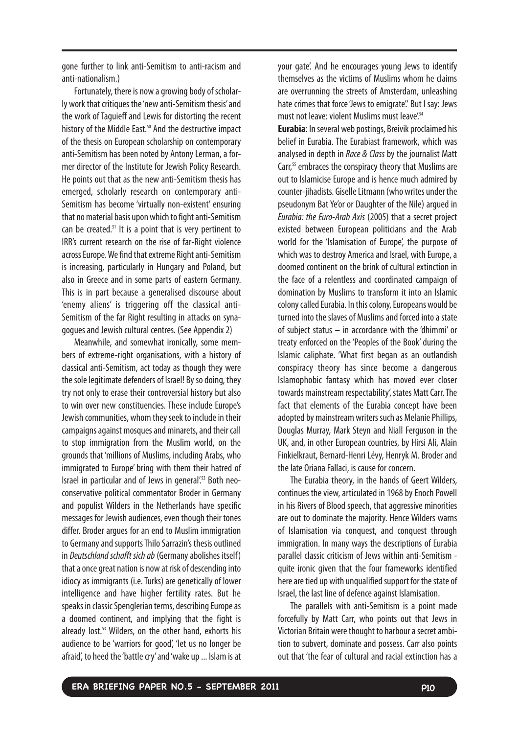gone further to link anti-Semitism to anti-racism and anti-nationalism.)

Fortunately, there is now a growing body of scholarly work that critiques the 'new anti-Semitism thesis' and the work of Taguieff and Lewis for distorting the recent history of the Middle East.[50] And the destructive impact of the thesis on European scholarship on contemporary anti-Semitism has been noted by Antony Lerman, a former director of the Institute for Jewish Policy Research. He points out that as the new anti-Semitism thesis has emerged, scholarly research on contemporary anti-Semitism has become 'virtually non-existent' ensuring that no material basis upon which to fight anti-Semitism can be created.[51] It is a point that is very pertinent to IRR's current research on the rise of far-Right violence across Europe. We find that extreme Right anti-Semitism is increasing, particularly in Hungary and Poland, but also in Greece and in some parts of eastern Germany. This is in part because a generalised discourse about 'enemy aliens' is triggering off the classical anti-Semitism of the far Right resulting in attacks on synagogues and Jewish cultural centres. (See Appendix 2)

Meanwhile, and somewhat ironically, some members of extreme-right organisations, with a history of classical anti-Semitism, act today as though they were the sole legitimate defenders of Israel! By so doing, they try not only to erase their controversial history but also to win over new constituencies. These include Europe's Jewish communities, whom they seek to include in their campaigns against mosques and minarets, and their call to stop immigration from the Muslim world, on the grounds that 'millions of Muslims, including Arabs, who immigrated to Europe' bring with them their hatred of Israel in particular and of Jews in general'.[52] Both neo-conservative political commentator Broder in Germany and populist Wilders in the Netherlands have specific messages for Jewish audiences, even though their tones differ. Broder argues for an end to Muslim immigration to Germany and supports Thilo Sarrazin's thesis outlined in *Deutschland schafft sich ab* (Germany abolishes itself) that a once great nation is now at risk of descending into idiocy as immigrants (i.e. Turks) are genetically of lower intelligence and have higher fertility rates. But he speaks in classic Spenglerian terms, describing Europe as a doomed continent, and implying that the fight is already lost.[53] Wilders, on the other hand, exhorts his audience to be 'warriors for good', 'let us no longer be afraid', to heed the 'battle cry' and 'wake up ... Islam is at your gate'. And he encourages young Jews to identify themselves as the victims of Muslims whom he claims are overrunning the streets of Amsterdam, unleashing hate crimes that force 'Jews to emigrate'.' But I say: Jews must not leave: violent Muslims must leave'.[54]

**Eurabia**: In several web postings, Breivik proclaimed his belief in Eurabia. The Eurabiast framework, which was analysed in depth in *Race & Class* by the journalist Matt Carr,[55] embraces the conspiracy theory that Muslims are out to Islamicise Europe and is hence much admired by counter-jihadists. Giselle Litmann (who writes under the pseudonym Bat Ye'or or Daughter of the Nile) argued in *Eurabia: the Euro-Arab Axis* (2005) that a secret project existed between European politicians and the Arab world for the 'Islamisation of Europe', the purpose of which was to destroy America and Israel, with Europe, a doomed continent on the brink of cultural extinction in the face of a relentless and coordinated campaign of domination by Muslims to transform it into an Islamic colony called Eurabia. In this colony, Europeans would be turned into the slaves of Muslims and forced into a state of subject status – in accordance with the 'dhimmi' or treaty enforced on the 'Peoples of the Book' during the Islamic caliphate. 'What first began as an outlandish conspiracy theory has since become a dangerous Islamophobic fantasy which has moved ever closer towards mainstream respectability', states Matt Carr. The fact that elements of the Eurabia concept have been adopted by mainstream writers such as Melanie Phillips, Douglas Murray, Mark Steyn and Niall Ferguson in the UK, and, in other European countries, by Hirsi Ali, Alain Finkielkraut, Bernard-Henri Lévy, Henryk M. Broder and the late Oriana Fallaci, is cause for concern.

The Eurabia theory, in the hands of Geert Wilders, continues the view, articulated in 1968 by Enoch Powell in his Rivers of Blood speech, that aggressive minorities are out to dominate the majority. Hence Wilders warns of Islamisation via conquest, and conquest through immigration. In many ways the descriptions of Eurabia parallel classic criticism of Jews within anti-Semitism - quite ironic given that the four frameworks identified here are tied up with unqualified support for the state of Israel, the last line of defence against Islamisation.

The parallels with anti-Semitism is a point made forcefully by Matt Carr, who points out that Jews in Victorian Britain were thought to harbour a secret ambition to subvert, dominate and possess. Carr also points out that 'the fear of cultural and racial extinction has a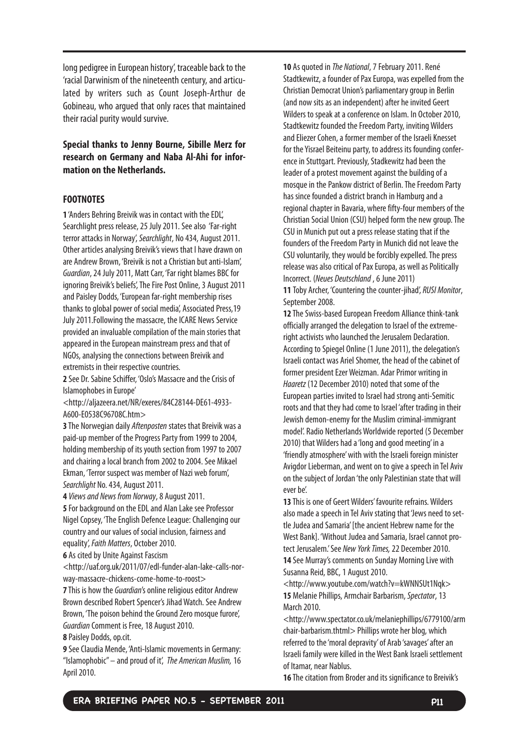long pedigree in European history', traceable back to the 'racial Darwinism of the nineteenth century, and articulated by writers such as Count Joseph-Arthur de Gobineau, who argued that only races that maintained their racial purity would survive.

**Special thanks to Jenny Bourne, Sibille Merz for research on Germany and Naba Al-Ahi for information on the Netherlands.**

### FOOTNOTES

**1** 'Anders Behring Breivik was in contact with the EDL', Searchlight press release, 25 July 2011. See also 'Far-right terror attacks in Norway', *Searchlight*, No 434, August 2011. Other articles analysing Breivik's views that I have drawn on are Andrew Brown, 'Breivik is not a Christian but anti-Islam', *Guardian*, 24 July 2011, Matt Carr, 'Far right blames BBC for ignoring Breivik's beliefs', The Fire Post Online, 3 August 2011 and Paisley Dodds, 'European far-right membership rises thanks to global power of social media', Associated Press,19 July 2011.Following the massacre, the ICARE News Service provided an invaluable compilation of the main stories that appeared in the European mainstream press and that of NGOs, analysing the connections between Breivik and extremists in their respective countries.

**2** See Dr. Sabine Schiffer, 'Oslo's Massacre and the Crisis of Islamophobes in Europe' <http://aljazeera.net/NR/exeres/84C28144-DE61-4933-A600-E0538C96708C.htm>

**3** The Norwegian daily *Aftenposten* states that Breivik was a paid-up member of the Progress Party from 1999 to 2004, holding membership of its youth section from 1997 to 2007 and chairing a local branch from 2002 to 2004. See Mikael Ekman, 'Terror suspect was member of Nazi web forum', *Searchlight* No. 434, August 2011.

**4** *Views and News from Norway*, 8 August 2011.

**5** For background on the EDL and Alan Lake see Professor Nigel Copsey, 'The English Defence League: Challenging our country and our values of social inclusion, fairness and equality', *Faith Matters*, October 2010.

**6** As cited by Unite Against Fascism <http://uaf.org.uk/2011/07/edl-funder-alan-lake-calls-norway-massacre-chickens-come-home-to-roost>

**7** This is how the *Guardian*'s online religious editor Andrew Brown described Robert Spencer's Jihad Watch. See Andrew Brown, 'The poison behind the Ground Zero mosque furore', *Guardian* Comment is Free, 18 August 2010.

**8** Paisley Dodds, op.cit.

**9** See Claudia Mende, 'Anti-Islamic movements in Germany: "Islamophobic" – and proud of it', *The American Muslim,* 16 April 2010.

**10** As quoted in *The National*, 7 February 2011. René Stadtkewitz, a founder of Pax Europa, was expelled from the Christian Democrat Union's parliamentary group in Berlin (and now sits as an independent) after he invited Geert Wilders to speak at a conference on Islam. In October 2010, Stadtkewitz founded the Freedom Party, inviting Wilders and Eliezer Cohen, a former member of the Israeli Knesset for the Yisrael Beiteinu party, to address its founding conference in Stuttgart. Previously, Stadkewitz had been the leader of a protest movement against the building of a mosque in the Pankow district of Berlin. The Freedom Party has since founded a district branch in Hamburg and a regional chapter in Bavaria, where fifty-four members of the Christian Social Union (CSU) helped form the new group. The CSU in Munich put out a press release stating that if the founders of the Freedom Party in Munich did not leave the CSU voluntarily, they would be forcibly expelled. The press release was also critical of Pax Europa, as well as Politically Incorrect. (*Neues Deutschland* , 6 June 2011)

**11** Toby Archer, 'Countering the counter-jihad', *RUSI Monitor*, September 2008.

**12** The Swiss-based European Freedom Alliance think-tank officially arranged the delegation to Israel of the extreme-right activists who launched the Jerusalem Declaration. According to Spiegel Online (1 June 2011), the delegation's Israeli contact was Ariel Shomer, the head of the cabinet of former president Ezer Weizman. Adar Primor writing in *Haaretz* (12 December 2010) noted that some of the European parties invited to Israel had strong anti-Semitic roots and that they had come to Israel 'after trading in their Jewish demon-enemy for the Muslim criminal-immigrant model'. Radio Netherlands Worldwide reported (5 December 2010) that Wilders had a 'long and good meeting' in a 'friendly atmosphere' with with the Israeli foreign minister Avigdor Lieberman, and went on to give a speech in Tel Aviv on the subject of Jordan 'the only Palestinian state that will ever be'.

**13** This is one of Geert Wilders' favourite refrains. Wilders also made a speech in Tel Aviv stating that 'Jews need to settle Judea and Samaria' [the ancient Hebrew name for the West Bank]. 'Without Judea and Samaria, Israel cannot protect Jerusalem.' See *New York Times,* 22 December 2010.

**14** See Murray's comments on Sunday Morning Live with Susanna Reid, BBC, 1 August 2010. <http://www.youtube.com/watch?v=kWNNSUt1Nqk>

**15** Melanie Phillips, Armchair Barbarism, *Spectator*, 13 March 2010. <http://www.spectator.co.uk/melaniephillips/6779100/armchair-barbarism.thtml> Phillips wrote her blog, which referred to the 'moral depravity' of Arab 'savages' after an Israeli family were killed in the West Bank Israeli settlement of Itamar, near Nablus.

**16** The citation from Broder and its significance to Breivik's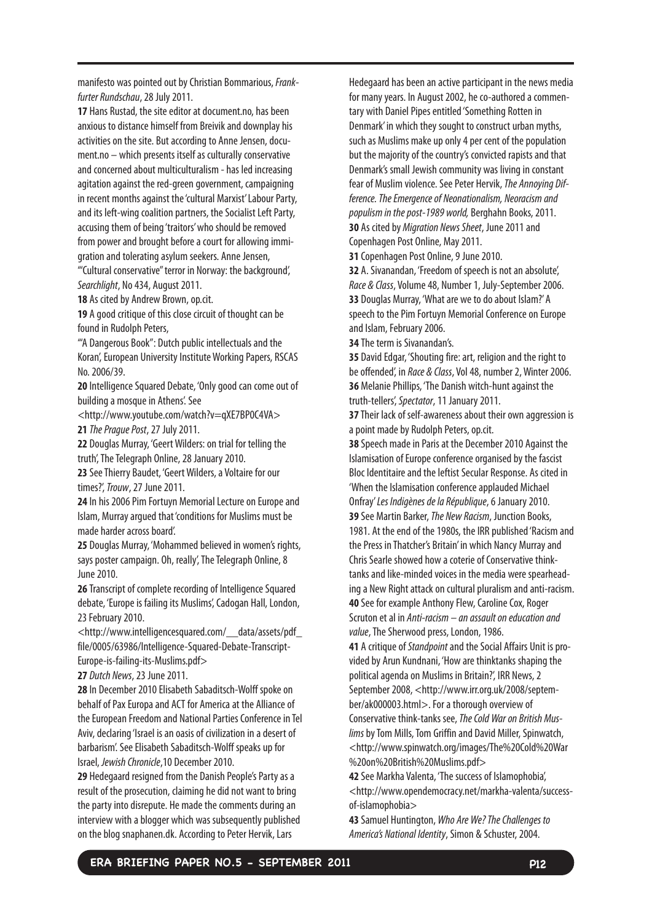manifesto was pointed out by Christian Bommarious, *Frankfurter Rundschau*, 28 July 2011.

**17** Hans Rustad, the site editor at document.no, has been anxious to distance himself from Breivik and downplay his activities on the site. But according to Anne Jensen, document.no – which presents itself as culturally conservative and concerned about multiculturalism - has led increasing agitation against the red-green government, campaigning in recent months against the 'cultural Marxist' Labour Party, and its left-wing coalition partners, the Socialist Left Party, accusing them of being 'traitors' who should be removed from power and brought before a court for allowing immigration and tolerating asylum seekers. Anne Jensen, '"Cultural conservative" terror in Norway: the background', *Searchlight*, No 434, August 2011.

**18** As cited by Andrew Brown, op.cit.

**19** A good critique of this close circuit of thought can be found in Rudolph Peters, '"A Dangerous Book": Dutch public intellectuals and the Koran', European University Institute Working Papers, RSCAS No. 2006/39.

**20** Intelligence Squared Debate, 'Only good can come out of building a mosque in Athens'. See <http://www.youtube.com/watch?v=qXE7BP0C4VA>

**21** *The Prague Post*, 27 July 2011.

**22** Douglas Murray, 'Geert Wilders: on trial for telling the truth', The Telegraph Online, 28 January 2010.

**23** See Thierry Baudet, 'Geert Wilders, a Voltaire for our times?', *Trouw*, 27 June 2011.

**24** In his 2006 Pim Fortuyn Memorial Lecture on Europe and Islam, Murray argued that 'conditions for Muslims must be made harder across board'.

**25** Douglas Murray, 'Mohammed believed in women's rights, says poster campaign. Oh, really', The Telegraph Online, 8 June 2010.

**26** Transcript of complete recording of Intelligence Squared debate, 'Europe is failing its Muslims', Cadogan Hall, London, 23 February 2010. <http://www.intelligencesquared.com/__data/assets/pdf_file/0005/63986/Intelligence-Squared-Debate-Transcript-Europe-is-failing-its-Muslims.pdf>

**27** *Dutch News*, 23 June 2011.

**28** In December 2010 Elisabeth Sabaditsch-Wolff spoke on behalf of Pax Europa and ACT for America at the Alliance of the European Freedom and National Parties Conference in Tel Aviv, declaring 'Israel is an oasis of civilization in a desert of barbarism'. See Elisabeth Sabaditsch-Wolff speaks up for Israel, *Jewish Chronicle*,10 December 2010.

**29** Hedegaard resigned from the Danish People's Party as a result of the prosecution, claiming he did not want to bring the party into disrepute. He made the comments during an interview with a blogger which was subsequently published on the blog snaphanen.dk. According to Peter Hervik, Lars Hedegaard has been an active participant in the news media for many years. In August 2002, he co-authored a commentary with Daniel Pipes entitled 'Something Rotten in Denmark' in which they sought to construct urban myths, such as Muslims make up only 4 per cent of the population but the majority of the country's convicted rapists and that Denmark's small Jewish community was living in constant fear of Muslim violence. See Peter Hervik, *The Annoying Difference. The Emergence of Neonationalism, Neoracism and populism in the post-1989 world,* Berghahn Books, 2011.

**30** As cited by *Migration News Sheet*, June 2011 and Copenhagen Post Online, May 2011.

**31** Copenhagen Post Online, 9 June 2010.

**32** A. Sivanandan, 'Freedom of speech is not an absolute', *Race & Class*, Volume 48, Number 1, July-September 2006.

**33** Douglas Murray, 'What are we to do about Islam?' A speech to the Pim Fortuyn Memorial Conference on Europe and Islam, February 2006.

**34** The term is Sivanandan's.

**35** David Edgar, 'Shouting fire: art, religion and the right to be offended', in *Race & Class*, Vol 48, number 2, Winter 2006.

**36** Melanie Phillips, 'The Danish witch-hunt against the truth-tellers', *Spectator*, 11 January 2011.

**37** Their lack of self-awareness about their own aggression is a point made by Rudolph Peters, op.cit.

**38** Speech made in Paris at the December 2010 Against the Islamisation of Europe conference organised by the fascist Bloc Identitaire and the leftist Secular Response. As cited in 'When the Islamisation conference applauded Michael Onfray' *Les Indigènes de la République*, 6 January 2010.

**39** See Martin Barker, *The New Racism*, Junction Books, 1981. At the end of the 1980s, the IRR published 'Racism and the Press in Thatcher's Britain' in which Nancy Murray and Chris Searle showed how a coterie of Conservative think-tanks and like-minded voices in the media were spearheading a New Right attack on cultural pluralism and anti-racism.

**40** See for example Anthony Flew, Caroline Cox, Roger Scruton et al in *Anti-racism – an assault on education and value*, The Sherwood press, London, 1986.

**41** A critique of *Standpoint* and the Social Affairs Unit is provided by Arun Kundnani, 'How are thinktanks shaping the political agenda on Muslims in Britain?', IRR News, 2 September 2008, <http://www.irr.org.uk/2008/september/ak000003.html>. For a thorough overview of Conservative think-tanks see, *The Cold War on British Muslims* by Tom Mills, Tom Griffin and David Miller, Spinwatch, <http://www.spinwatch.org/images/The%20Cold%20War%20on%20British%20Muslims.pdf>

**42** See Markha Valenta, 'The success of Islamophobia', <http://www.opendemocracy.net/markha-valenta/success-of-islamophobia>

**43** Samuel Huntington, *Who Are We? The Challenges to America's National Identity*, Simon & Schuster, 2004.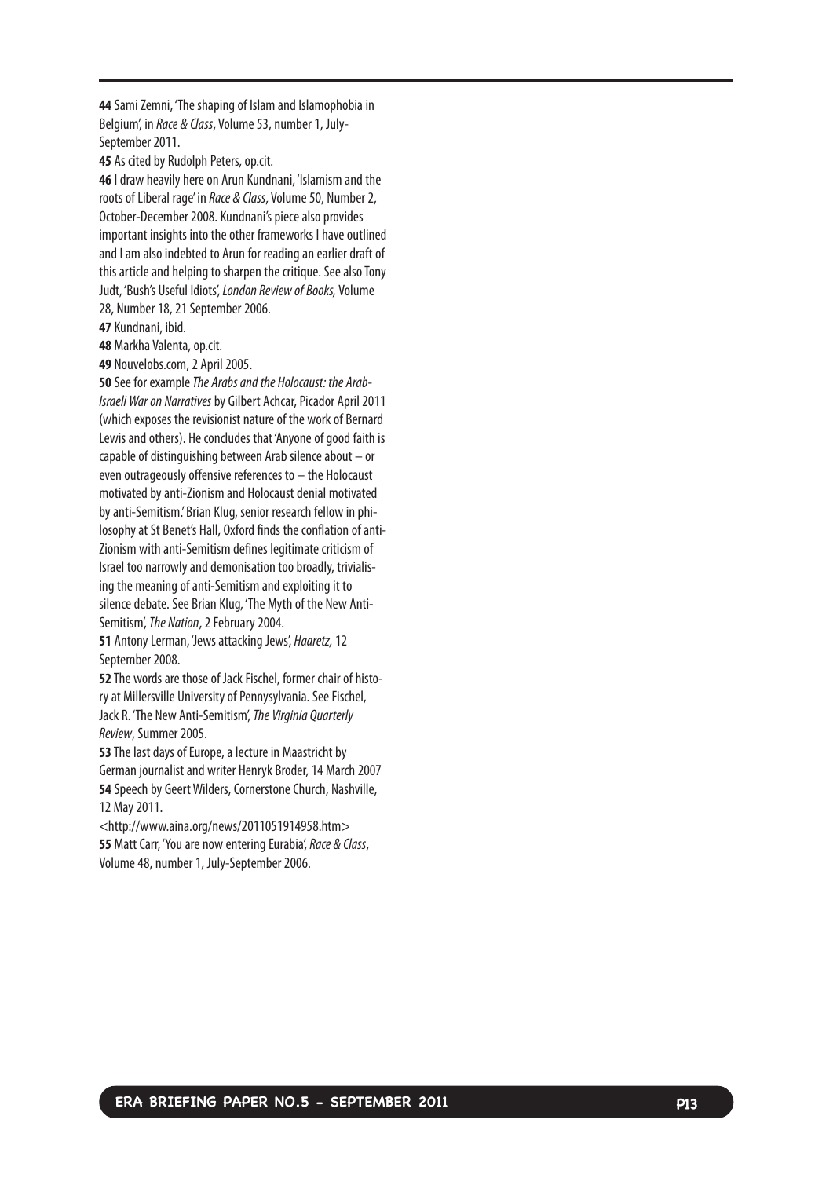**44** Sami Zemni, 'The shaping of Islam and Islamophobia in Belgium', in *Race & Class*, Volume 53, number 1, July-September 2011.

**45** As cited by Rudolph Peters, op.cit.

**46** I draw heavily here on Arun Kundnani, 'Islamism and the roots of Liberal rage' in *Race & Class*, Volume 50, Number 2, October-December 2008. Kundnani's piece also provides important insights into the other frameworks I have outlined and I am also indebted to Arun for reading an earlier draft of this article and helping to sharpen the critique. See also Tony Judt, 'Bush's Useful Idiots', *London Review of Books,* Volume 28, Number 18, 21 September 2006.

**47** Kundnani, ibid.

**48** Markha Valenta, op.cit.

**49** Nouvelobs.com, 2 April 2005.

**50** See for example *The Arabs and the Holocaust: the Arab-Israeli War on Narratives* by Gilbert Achcar, Picador April 2011 (which exposes the revisionist nature of the work of Bernard Lewis and others). He concludes that 'Anyone of good faith is capable of distinguishing between Arab silence about – or even outrageously offensive references to – the Holocaust motivated by anti-Zionism and Holocaust denial motivated by anti-Semitism.' Brian Klug, senior research fellow in philosophy at St Benet's Hall, Oxford finds the conflation of anti-Zionism with anti-Semitism defines legitimate criticism of Israel too narrowly and demonisation too broadly, trivialising the meaning of anti-Semitism and exploiting it to silence debate. See Brian Klug, 'The Myth of the New Anti-Semitism', *The Nation*, 2 February 2004.

**51** Antony Lerman, 'Jews attacking Jews', *Haaretz,* 12 September 2008.

**52** The words are those of Jack Fischel, former chair of history at Millersville University of Pennysylvania. See Fischel, Jack R. 'The New Anti-Semitism', *The Virginia Quarterly Review*, Summer 2005.

**53** The last days of Europe, a lecture in Maastricht by German journalist and writer Henryk Broder, 14 March 2007

**54** Speech by Geert Wilders, Cornerstone Church, Nashville, 12 May 2011. <http://www.aina.org/news/2011051914958.htm>

**55** Matt Carr, 'You are now entering Eurabia', *Race & Class*, Volume 48, number 1, July-September 2006.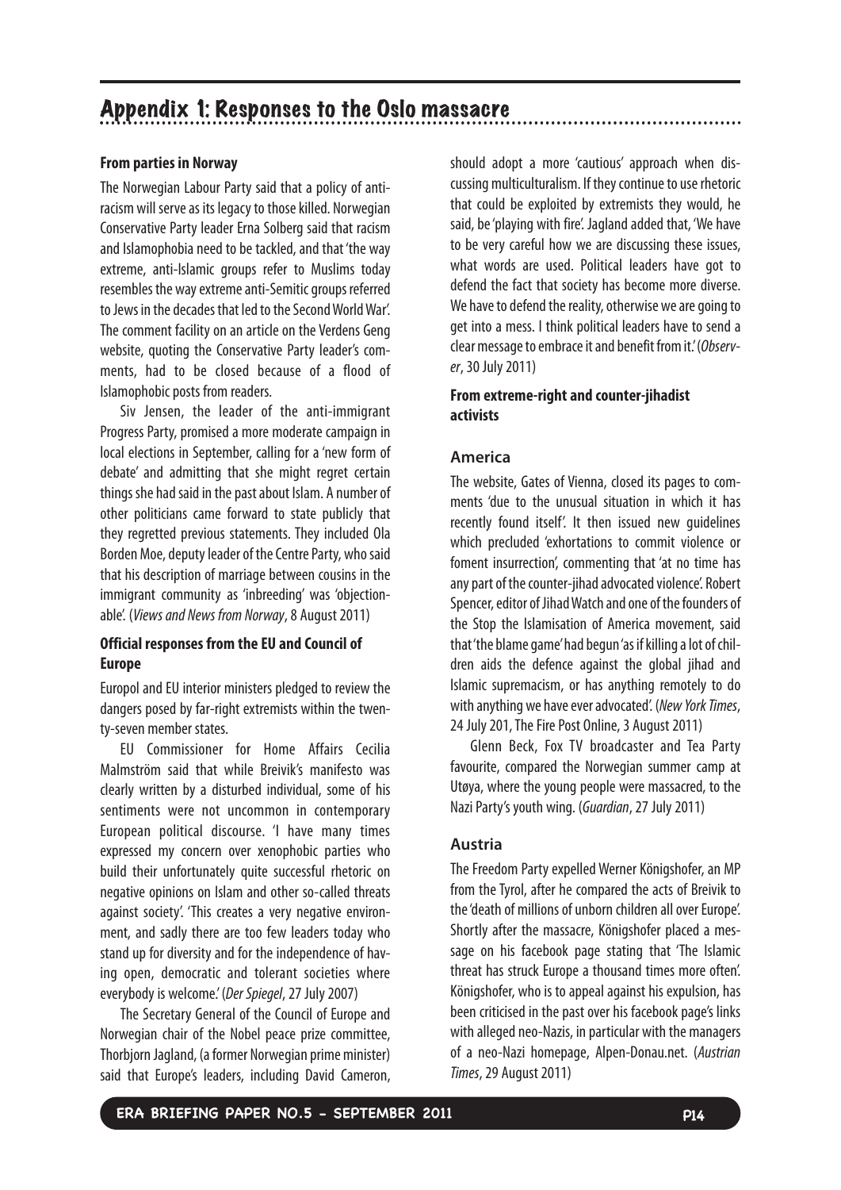# Appendix 1: Responses to the Oslo massacre

### From parties in Norway

The Norwegian Labour Party said that a policy of anti-racism will serve as its legacy to those killed. Norwegian Conservative Party leader Erna Solberg said that racism and Islamophobia need to be tackled, and that 'the way extreme, anti-Islamic groups refer to Muslims today resembles the way extreme anti-Semitic groups referred to Jews in the decades that led to the Second World War'. The comment facility on an article on the Verdens Geng website, quoting the Conservative Party leader's comments, had to be closed because of a flood of Islamophobic posts from readers.

Siv Jensen, the leader of the anti-immigrant Progress Party, promised a more moderate campaign in local elections in September, calling for a 'new form of debate' and admitting that she might regret certain things she had said in the past about Islam. A number of other politicians came forward to state publicly that they regretted previous statements. They included Ola Borden Moe, deputy leader of the Centre Party, who said that his description of marriage between cousins in the immigrant community as 'inbreeding' was 'objectionable'. (*Views and News from Norway*, 8 August 2011)

### Official responses from the EU and Council of Europe

Europol and EU interior ministers pledged to review the dangers posed by far-right extremists within the twenty-seven member states.

EU Commissioner for Home Affairs Cecilia Malmström said that while Breivik's manifesto was clearly written by a disturbed individual, some of his sentiments were not uncommon in contemporary European political discourse. 'I have many times expressed my concern over xenophobic parties who build their unfortunately quite successful rhetoric on negative opinions on Islam and other so-called threats against society'. 'This creates a very negative environment, and sadly there are too few leaders today who stand up for diversity and for the independence of having open, democratic and tolerant societies where everybody is welcome.' (*Der Spiegel*, 27 July 2007)

The Secretary General of the Council of Europe and Norwegian chair of the Nobel peace prize committee, Thorbjorn Jagland, (a former Norwegian prime minister) said that Europe's leaders, including David Cameron, should adopt a more 'cautious' approach when discussing multiculturalism. If they continue to use rhetoric that could be exploited by extremists they would, he said, be 'playing with fire'. Jagland added that, 'We have to be very careful how we are discussing these issues, what words are used. Political leaders have got to defend the fact that society has become more diverse. We have to defend the reality, otherwise we are going to get into a mess. I think political leaders have to send a clear message to embrace it and benefit from it.' (*Observer*, 30 July 2011)

### From extreme-right and counter-jihadist activists

#### America

The website, Gates of Vienna, closed its pages to comments 'due to the unusual situation in which it has recently found itself'. It then issued new guidelines which precluded 'exhortations to commit violence or foment insurrection', commenting that 'at no time has any part of the counter-jihad advocated violence'. Robert Spencer, editor of Jihad Watch and one of the founders of the Stop the Islamisation of America movement, said that 'the blame game' had begun 'as if killing a lot of children aids the defence against the global jihad and Islamic supremacism, or has anything remotely to do with anything we have ever advocated'. (*New York Times*, 24 July 201, The Fire Post Online, 3 August 2011)

Glenn Beck, Fox TV broadcaster and Tea Party favourite, compared the Norwegian summer camp at Utøya, where the young people were massacred, to the Nazi Party's youth wing. (*Guardian*, 27 July 2011)

#### Austria

The Freedom Party expelled Werner Königshofer, an MP from the Tyrol, after he compared the acts of Breivik to the 'death of millions of unborn children all over Europe'. Shortly after the massacre, Königshofer placed a message on his facebook page stating that 'The Islamic threat has struck Europe a thousand times more often'. Königshofer, who is to appeal against his expulsion, has been criticised in the past over his facebook page's links with alleged neo-Nazis, in particular with the managers of a neo-Nazi homepage, Alpen-Donau.net. (*Austrian Times*, 29 August 2011)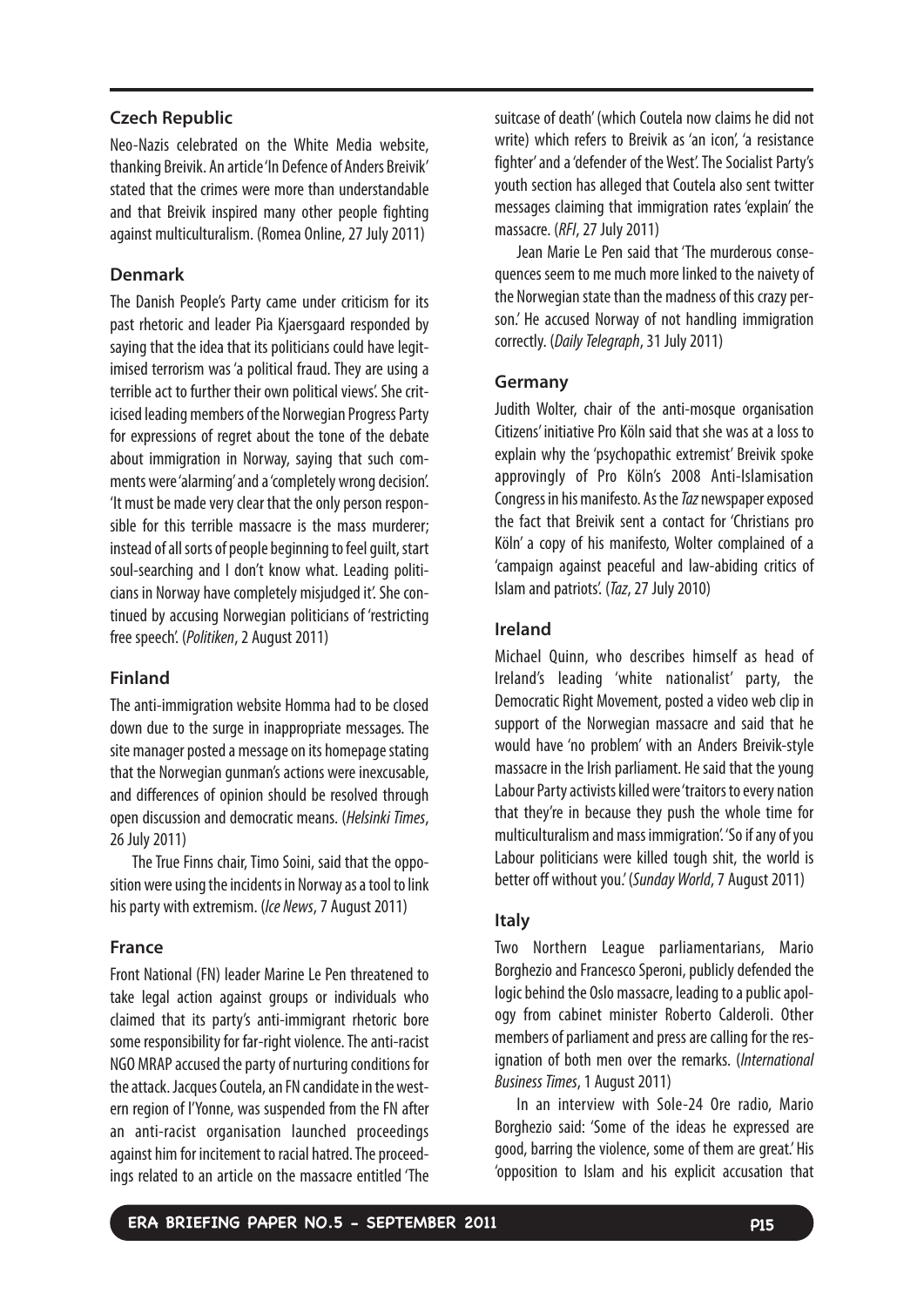### Czech Republic

Neo-Nazis celebrated on the White Media website, thanking Breivik. An article 'In Defence of Anders Breivik' stated that the crimes were more than understandable and that Breivik inspired many other people fighting against multiculturalism. (Romea Online, 27 July 2011)

### Denmark

The Danish People's Party came under criticism for its past rhetoric and leader Pia Kjaersgaard responded by saying that the idea that its politicians could have legitimised terrorism was 'a political fraud. They are using a terrible act to further their own political views'. She criticised leading members of the Norwegian Progress Party for expressions of regret about the tone of the debate about immigration in Norway, saying that such comments were 'alarming' and a 'completely wrong decision'. 'It must be made very clear that the only person responsible for this terrible massacre is the mass murderer; instead of all sorts of people beginning to feel guilt, start soul-searching and I don't know what. Leading politicians in Norway have completely misjudged it'. She continued by accusing Norwegian politicians of 'restricting free speech'. (*Politiken*, 2 August 2011)

### Finland

The anti-immigration website Homma had to be closed down due to the surge in inappropriate messages. The site manager posted a message on its homepage stating that the Norwegian gunman's actions were inexcusable, and differences of opinion should be resolved through open discussion and democratic means. (*Helsinki Times*, 26 July 2011)

The True Finns chair, Timo Soini, said that the opposition were using the incidents in Norway as a tool to link his party with extremism. (*Ice News*, 7 August 2011)

### France

Front National (FN) leader Marine Le Pen threatened to take legal action against groups or individuals who claimed that its party's anti-immigrant rhetoric bore some responsibility for far-right violence. The anti-racist NGO MRAP accused the party of nurturing conditions for the attack. Jacques Coutela, an FN candidate in the western region of l'Yonne, was suspended from the FN after an anti-racist organisation launched proceedings against him for incitement to racial hatred. The proceedings related to an article on the massacre entitled 'The suitcase of death' (which Coutela now claims he did not write) which refers to Breivik as 'an icon', 'a resistance fighter' and a 'defender of the West'. The Socialist Party's youth section has alleged that Coutela also sent twitter messages claiming that immigration rates 'explain' the massacre. (*RFI*, 27 July 2011)

Jean Marie Le Pen said that 'The murderous consequences seem to me much more linked to the naivety of the Norwegian state than the madness of this crazy person.' He accused Norway of not handling immigration correctly. (*Daily Telegraph*, 31 July 2011)

### Germany

Judith Wolter, chair of the anti-mosque organisation Citizens' initiative Pro Köln said that she was at a loss to explain why the 'psychopathic extremist' Breivik spoke approvingly of Pro Köln's 2008 Anti-Islamisation Congress in his manifesto. As the *Taz* newspaper exposed the fact that Breivik sent a contact for 'Christians pro Köln' a copy of his manifesto, Wolter complained of a 'campaign against peaceful and law-abiding critics of Islam and patriots'. (*Taz*, 27 July 2010)

### Ireland

Michael Quinn, who describes himself as head of Ireland's leading 'white nationalist' party, the Democratic Right Movement, posted a video web clip in support of the Norwegian massacre and said that he would have 'no problem' with an Anders Breivik-style massacre in the Irish parliament. He said that the young Labour Party activists killed were 'traitors to every nation that they're in because they push the whole time for multiculturalism and mass immigration'. 'So if any of you Labour politicians were killed tough shit, the world is better off without you.' (*Sunday World*, 7 August 2011)

### Italy

Two Northern League parliamentarians, Mario Borghezio and Francesco Speroni, publicly defended the logic behind the Oslo massacre, leading to a public apology from cabinet minister Roberto Calderoli. Other members of parliament and press are calling for the resignation of both men over the remarks. (*International Business Times*, 1 August 2011)

In an interview with Sole-24 Ore radio, Mario Borghezio said: 'Some of the ideas he expressed are good, barring the violence, some of them are great.' His 'opposition to Islam and his explicit accusation that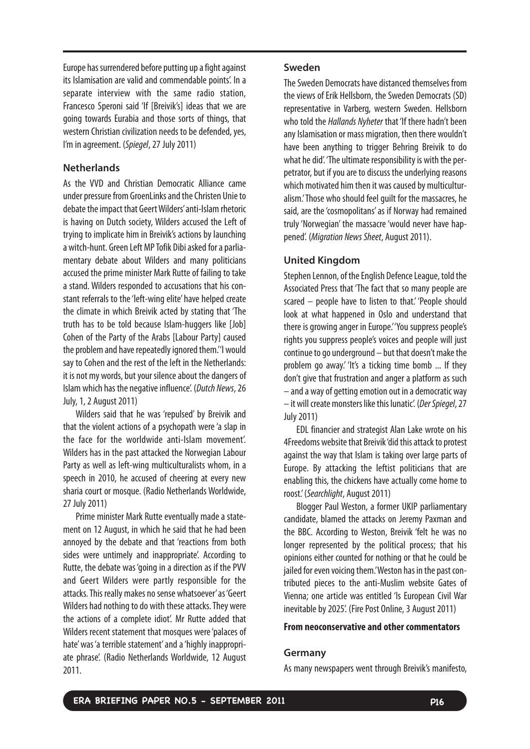Europe has surrendered before putting up a fight against its Islamisation are valid and commendable points'. In a separate interview with the same radio station, Francesco Speroni said 'If [Breivik's] ideas that we are going towards Eurabia and those sorts of things, that western Christian civilization needs to be defended, yes, I'm in agreement. (*Spiegel*, 27 July 2011)

### Netherlands

As the VVD and Christian Democratic Alliance came under pressure from GroenLinks and the Christen Unie to debate the impact that Geert Wilders' anti-Islam rhetoric is having on Dutch society, Wilders accused the Left of trying to implicate him in Breivik's actions by launching a witch-hunt. Green Left MP Tofik Dibi asked for a parliamentary debate about Wilders and many politicians accused the prime minister Mark Rutte of failing to take a stand. Wilders responded to accusations that his constant referrals to the 'left-wing elite' have helped create the climate in which Breivik acted by stating that 'The truth has to be told because Islam-huggers like [Job] Cohen of the Party of the Arabs [Labour Party] caused the problem and have repeatedly ignored them.' 'I would say to Cohen and the rest of the left in the Netherlands: it is not my words, but your silence about the dangers of Islam which has the negative influence'. (*Dutch News*, 26 July, 1, 2 August 2011)

Wilders said that he was 'repulsed' by Breivik and that the violent actions of a psychopath were 'a slap in the face for the worldwide anti-Islam movement'. Wilders has in the past attacked the Norwegian Labour Party as well as left-wing multiculturalists whom, in a speech in 2010, he accused of cheering at every new sharia court or mosque. (Radio Netherlands Worldwide, 27 July 2011)

Prime minister Mark Rutte eventually made a statement on 12 August, in which he said that he had been annoyed by the debate and that 'reactions from both sides were untimely and inappropriate'. According to Rutte, the debate was 'going in a direction as if the PVV and Geert Wilders were partly responsible for the attacks. This really makes no sense whatsoever' as 'Geert Wilders had nothing to do with these attacks. They were the actions of a complete idiot'. Mr Rutte added that Wilders recent statement that mosques were 'palaces of hate' was 'a terrible statement' and a 'highly inappropriate phrase'. (Radio Netherlands Worldwide, 12 August 2011.

### Sweden

The Sweden Democrats have distanced themselves from the views of Erik Hellsborn, the Sweden Democrats (SD) representative in Varberg, western Sweden. Hellsborn who told the *Hallands Nyheter* that 'If there hadn't been any Islamisation or mass migration, then there wouldn't have been anything to trigger Behring Breivik to do what he did'. 'The ultimate responsibility is with the perpetrator, but if you are to discuss the underlying reasons which motivated him then it was caused by multiculturalism.' Those who should feel guilt for the massacres, he said, are the 'cosmopolitans' as if Norway had remained truly 'Norwegian' the massacre 'would never have happened'. (*Migration News Sheet*, August 2011).

### United Kingdom

Stephen Lennon, of the English Defence League, told the Associated Press that 'The fact that so many people are scared – people have to listen to that.' 'People should look at what happened in Oslo and understand that there is growing anger in Europe.' 'You suppress people's rights you suppress people's voices and people will just continue to go underground – but that doesn't make the problem go away.' 'It's a ticking time bomb ... If they don't give that frustration and anger a platform as such – and a way of getting emotion out in a democratic way – it will create monsters like this lunatic'. (*Der Spiegel*, 27 July 2011)

EDL financier and strategist Alan Lake wrote on his 4Freedoms website that Breivik 'did this attack to protest against the way that Islam is taking over large parts of Europe. By attacking the leftist politicians that are enabling this, the chickens have actually come home to roost.' (*Searchlight*, August 2011)

Blogger Paul Weston, a former UKIP parliamentary candidate, blamed the attacks on Jeremy Paxman and the BBC. According to Weston, Breivik 'felt he was no longer represented by the political process; that his opinions either counted for nothing or that he could be jailed for even voicing them.' Weston has in the past contributed pieces to the anti-Muslim website Gates of Vienna; one article was entitled 'Is European Civil War inevitable by 2025'. (Fire Post Online, 3 August 2011)

**From neoconservative and other commentators**

### Germany

As many newspapers went through Breivik's manifesto,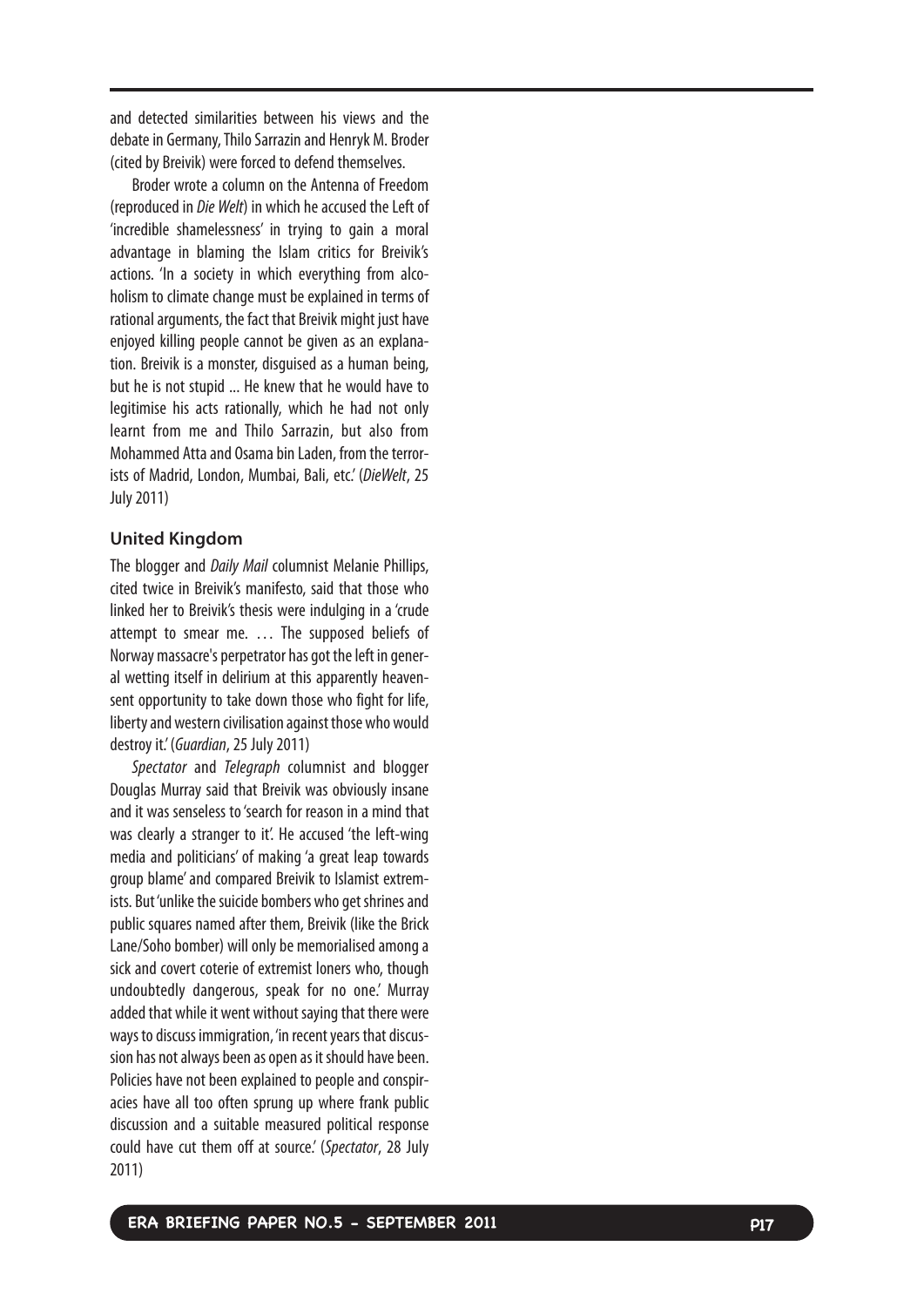and detected similarities between his views and the debate in Germany, Thilo Sarrazin and Henryk M. Broder (cited by Breivik) were forced to defend themselves.

Broder wrote a column on the Antenna of Freedom (reproduced in *Die Welt*) in which he accused the Left of 'incredible shamelessness' in trying to gain a moral advantage in blaming the Islam critics for Breivik's actions. 'In a society in which everything from alcoholism to climate change must be explained in terms of rational arguments, the fact that Breivik might just have enjoyed killing people cannot be given as an explanation. Breivik is a monster, disguised as a human being, but he is not stupid ... He knew that he would have to legitimise his acts rationally, which he had not only learnt from me and Thilo Sarrazin, but also from Mohammed Atta and Osama bin Laden, from the terrorists of Madrid, London, Mumbai, Bali, etc.' (*DieWelt*, 25 July 2011)

### United Kingdom

The blogger and *Daily Mail* columnist Melanie Phillips, cited twice in Breivik's manifesto, said that those who linked her to Breivik's thesis were indulging in a 'crude attempt to smear me. … The supposed beliefs of Norway massacre's perpetrator has got the left in general wetting itself in delirium at this apparently heaven-sent opportunity to take down those who fight for life, liberty and western civilisation against those who would destroy it.' (*Guardian*, 25 July 2011)

*Spectator* and *Telegraph* columnist and blogger Douglas Murray said that Breivik was obviously insane and it was senseless to 'search for reason in a mind that was clearly a stranger to it'. He accused 'the left-wing media and politicians' of making 'a great leap towards group blame' and compared Breivik to Islamist extremists. But 'unlike the suicide bombers who get shrines and public squares named after them, Breivik (like the Brick Lane/Soho bomber) will only be memorialised among a sick and covert coterie of extremist loners who, though undoubtedly dangerous, speak for no one.' Murray added that while it went without saying that there were ways to discuss immigration, 'in recent years that discussion has not always been as open as it should have been. Policies have not been explained to people and conspiracies have all too often sprung up where frank public discussion and a suitable measured political response could have cut them off at source.' (*Spectator*, 28 July 2011)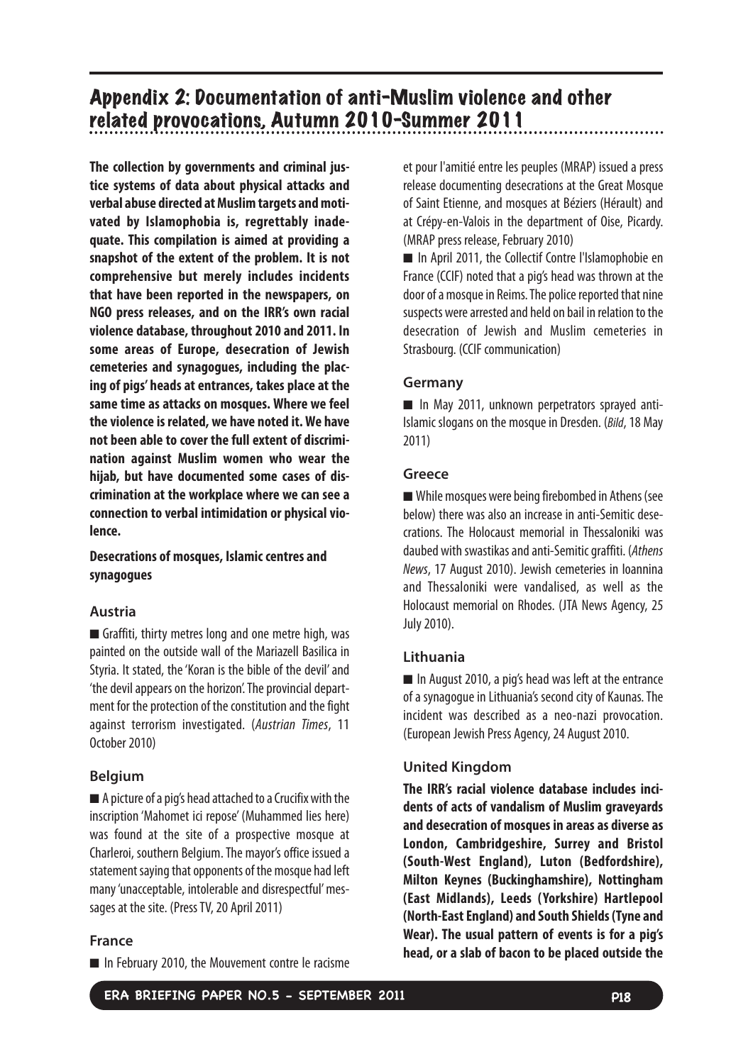## Appendix 2: Documentation of anti-Muslim violence and other related provocations, Autumn 2010-Summer 2011

**The collection by governments and criminal justice systems of data about physical attacks and verbal abuse directed at Muslim targets and motivated by Islamophobia is, regrettably inadequate. This compilation is aimed at providing a snapshot of the extent of the problem. It is not comprehensive but merely includes incidents that have been reported in the newspapers, on NGO press releases, and on the IRR's own racial violence database, throughout 2010 and 2011. In some areas of Europe, desecration of Jewish cemeteries and synagogues, including the placing of pigs' heads at entrances, takes place at the same time as attacks on mosques. Where we feel the violence is related, we have noted it. We have not been able to cover the full extent of discrimination against Muslim women who wear the hijab, but have documented some cases of discrimination at the workplace where we can see a connection to verbal intimidation or physical violence.**

**Desecrations of mosques, Islamic centres and synagogues**

### Austria

■ Graffiti, thirty metres long and one metre high, was painted on the outside wall of the Mariazell Basilica in Styria. It stated, the 'Koran is the bible of the devil' and 'the devil appears on the horizon'. The provincial department for the protection of the constitution and the fight against terrorism investigated. (*Austrian Times*, 11 October 2010)

### Belgium

■ A picture of a pig's head attached to a Crucifix with the inscription 'Mahomet ici repose' (Muhammed lies here) was found at the site of a prospective mosque at Charleroi, southern Belgium. The mayor's office issued a statement saying that opponents of the mosque had left many 'unacceptable, intolerable and disrespectful' messages at the site. (Press TV, 20 April 2011)

### France

■ In February 2010, the Mouvement contre le racisme et pour l'amitié entre les peuples (MRAP) issued a press release documenting desecrations at the Great Mosque of Saint Etienne, and mosques at Béziers (Hérault) and at Crépy-en-Valois in the department of Oise, Picardy. (MRAP press release, February 2010)

■ In April 2011, the Collectif Contre l'Islamophobie en France (CCIF) noted that a pig's head was thrown at the door of a mosque in Reims. The police reported that nine suspects were arrested and held on bail in relation to the desecration of Jewish and Muslim cemeteries in Strasbourg. (CCIF communication)

### Germany

■ In May 2011, unknown perpetrators sprayed anti-Islamic slogans on the mosque in Dresden. (*Bild*, 18 May 2011)

### Greece

■ While mosques were being firebombed in Athens (see below) there was also an increase in anti-Semitic desecrations. The Holocaust memorial in Thessaloniki was daubed with swastikas and anti-Semitic graffiti. (*Athens News*, 17 August 2010). Jewish cemeteries in Ioannina and Thessaloniki were vandalised, as well as the Holocaust memorial on Rhodes. (JTA News Agency, 25 July 2010).

### Lithuania

■ In August 2010, a pig's head was left at the entrance of a synagogue in Lithuania's second city of Kaunas. The incident was described as a neo-nazi provocation. (European Jewish Press Agency, 24 August 2010.

### United Kingdom

**The IRR's racial violence database includes incidents of acts of vandalism of Muslim graveyards and desecration of mosques in areas as diverse as London, Cambridgeshire, Surrey and Bristol (South-West England), Luton (Bedfordshire), Milton Keynes (Buckinghamshire), Nottingham (East Midlands), Leeds (Yorkshire) Hartlepool (North-East England) and South Shields (Tyne and Wear). The usual pattern of events is for a pig's head, or a slab of bacon to be placed outside the**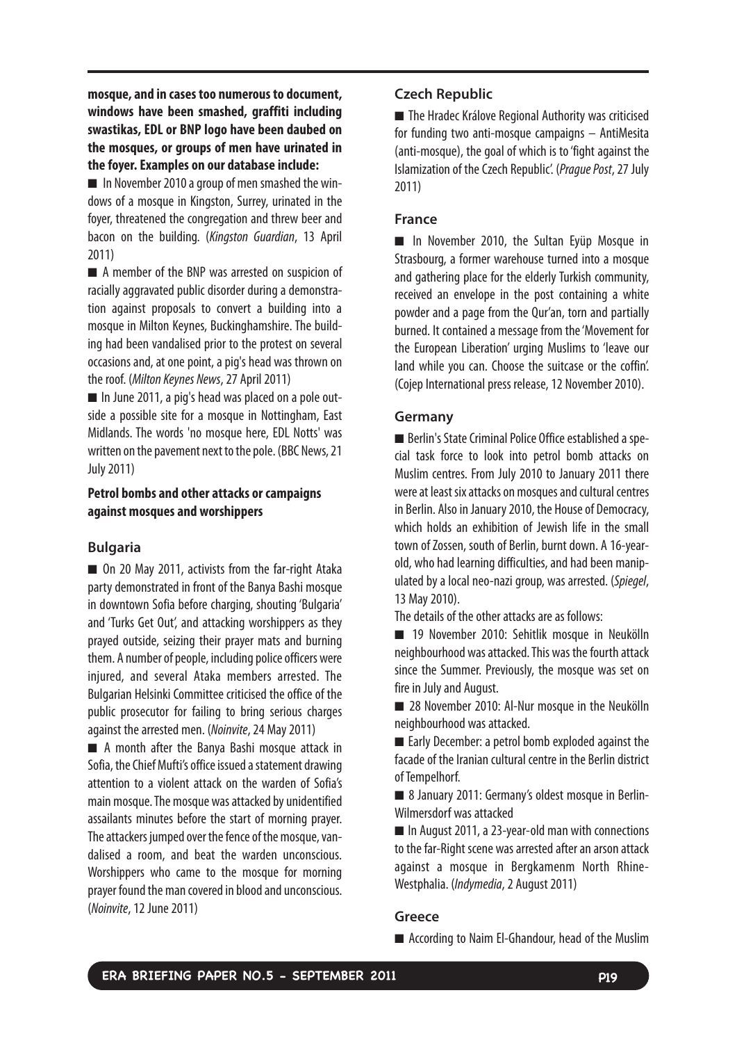**mosque, and in cases too numerous to document, windows have been smashed, graffiti including swastikas, EDL or BNP logo have been daubed on the mosques, or groups of men have urinated in the foyer. Examples on our database include:**

- In November 2010 a group of men smashed the windows of a mosque in Kingston, Surrey, urinated in the foyer, threatened the congregation and threw beer and bacon on the building. (*Kingston Guardian*, 13 April 2011)
- A member of the BNP was arrested on suspicion of racially aggravated public disorder during a demonstration against proposals to convert a building into a mosque in Milton Keynes, Buckinghamshire. The building had been vandalised prior to the protest on several occasions and, at one point, a pig's head was thrown on the roof. (*Milton Keynes News*, 27 April 2011)
- In June 2011, a pig's head was placed on a pole outside a possible site for a mosque in Nottingham, East Midlands. The words 'no mosque here, EDL Notts' was written on the pavement next to the pole. (BBC News, 21 July 2011)

### Petrol bombs and other attacks or campaigns against mosques and worshippers

#### Bulgaria

- On 20 May 2011, activists from the far-right Ataka party demonstrated in front of the Banya Bashi mosque in downtown Sofia before charging, shouting 'Bulgaria' and 'Turks Get Out', and attacking worshippers as they prayed outside, seizing their prayer mats and burning them. A number of people, including police officers were injured, and several Ataka members arrested. The Bulgarian Helsinki Committee criticised the office of the public prosecutor for failing to bring serious charges against the arrested men. (*Noinvite*, 24 May 2011)
- A month after the Banya Bashi mosque attack in Sofia, the Chief Mufti's office issued a statement drawing attention to a violent attack on the warden of Sofia's main mosque. The mosque was attacked by unidentified assailants minutes before the start of morning prayer. The attackers jumped over the fence of the mosque, vandalised a room, and beat the warden unconscious. Worshippers who came to the mosque for morning prayer found the man covered in blood and unconscious. (*Noinvite*, 12 June 2011)

#### Czech Republic

- The Hradec Królove Regional Authority was criticised for funding two anti-mosque campaigns – AntiMesita (anti-mosque), the goal of which is to 'fight against the Islamization of the Czech Republic'. (*Prague Post*, 27 July 2011)

#### France

- In November 2010, the Sultan Eyüp Mosque in Strasbourg, a former warehouse turned into a mosque and gathering place for the elderly Turkish community, received an envelope in the post containing a white powder and a page from the Qur'an, torn and partially burned. It contained a message from the 'Movement for the European Liberation' urging Muslims to 'leave our land while you can. Choose the suitcase or the coffin'. (Cojep International press release, 12 November 2010).

#### Germany

- Berlin's State Criminal Police Office established a special task force to look into petrol bomb attacks on Muslim centres. From July 2010 to January 2011 there were at least six attacks on mosques and cultural centres in Berlin. Also in January 2010, the House of Democracy, which holds an exhibition of Jewish life in the small town of Zossen, south of Berlin, burnt down. A 16-year-old, who had learning difficulties, and had been manipulated by a local neo-nazi group, was arrested. (*Spiegel*, 13 May 2010).

The details of the other attacks are as follows:

- 19 November 2010: Sehitlik mosque in Neukölln neighbourhood was attacked. This was the fourth attack since the Summer. Previously, the mosque was set on fire in July and August.
- 28 November 2010: Al-Nur mosque in the Neukölln neighbourhood was attacked.
- Early December: a petrol bomb exploded against the facade of the Iranian cultural centre in the Berlin district of Tempelhorf.
- 8 January 2011: Germany's oldest mosque in Berlin-Wilmersdorf was attacked
- In August 2011, a 23-year-old man with connections to the far-Right scene was arrested after an arson attack against a mosque in Bergkamenm North Rhine-Westphalia. (*Indymedia*, 2 August 2011)

#### Greece

- According to Naim El-Ghandour, head of the Muslim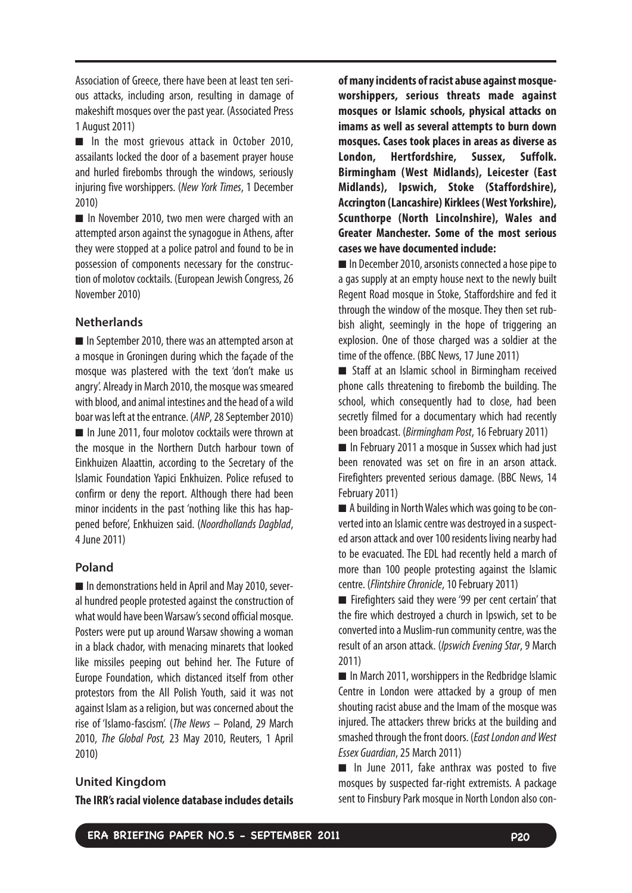Association of Greece, there have been at least ten serious attacks, including arson, resulting in damage of makeshift mosques over the past year. (Associated Press 1 August 2011)

■ In the most grievous attack in October 2010, assailants locked the door of a basement prayer house and hurled firebombs through the windows, seriously injuring five worshippers. (*New York Times*, 1 December 2010)

■ In November 2010, two men were charged with an attempted arson against the synagogue in Athens, after they were stopped at a police patrol and found to be in possession of components necessary for the construction of molotov cocktails. (European Jewish Congress, 26 November 2010)

### Netherlands

■ In September 2010, there was an attempted arson at a mosque in Groningen during which the façade of the mosque was plastered with the text 'don't make us angry'. Already in March 2010, the mosque was smeared with blood, and animal intestines and the head of a wild boar was left at the entrance. (*ANP*, 28 September 2010)

■ In June 2011, four molotov cocktails were thrown at the mosque in the Northern Dutch harbour town of Einkhuizen Alaattin, according to the Secretary of the Islamic Foundation Yapici Enkhuizen. Police refused to confirm or deny the report. Although there had been minor incidents in the past 'nothing like this has happened before', Enkhuizen said. (*Noordhollands Dagblad*, 4 June 2011)

### Poland

■ In demonstrations held in April and May 2010, several hundred people protested against the construction of what would have been Warsaw's second official mosque. Posters were put up around Warsaw showing a woman in a black chador, with menacing minarets that looked like missiles peeping out behind her. The Future of Europe Foundation, which distanced itself from other protestors from the All Polish Youth, said it was not against Islam as a religion, but was concerned about the rise of 'Islamo-fascism'. (*The News* – Poland, 29 March 2010, *The Global Post,* 23 May 2010, Reuters, 1 April 2010)

### United Kingdom

**The IRR's racial violence database includes details of many incidents of racist abuse against mosque-worshippers, serious threats made against mosques or Islamic schools, physical attacks on imams as well as several attempts to burn down mosques. Cases took places in areas as diverse as London, Hertfordshire, Sussex, Suffolk. Birmingham (West Midlands), Leicester (East Midlands), Ipswich, Stoke (Staffordshire), Accrington (Lancashire) Kirklees (West Yorkshire), Scunthorpe (North Lincolnshire), Wales and Greater Manchester. Some of the most serious cases we have documented include:**

■ In December 2010, arsonists connected a hose pipe to a gas supply at an empty house next to the newly built Regent Road mosque in Stoke, Staffordshire and fed it through the window of the mosque. They then set rubbish alight, seemingly in the hope of triggering an explosion. One of those charged was a soldier at the time of the offence. (BBC News, 17 June 2011)

■ Staff at an Islamic school in Birmingham received phone calls threatening to firebomb the building. The school, which consequently had to close, had been secretly filmed for a documentary which had recently been broadcast. (*Birmingham Post*, 16 February 2011)

■ In February 2011 a mosque in Sussex which had just been renovated was set on fire in an arson attack. Firefighters prevented serious damage. (BBC News, 14 February 2011)

■ A building in North Wales which was going to be converted into an Islamic centre was destroyed in a suspected arson attack and over 100 residents living nearby had to be evacuated. The EDL had recently held a march of more than 100 people protesting against the Islamic centre. (*Flintshire Chronicle*, 10 February 2011)

■ Firefighters said they were '99 per cent certain' that the fire which destroyed a church in Ipswich, set to be converted into a Muslim-run community centre, was the result of an arson attack. (*Ipswich Evening Star*, 9 March 2011)

■ In March 2011, worshippers in the Redbridge Islamic Centre in London were attacked by a group of men shouting racist abuse and the Imam of the mosque was injured. The attackers threw bricks at the building and smashed through the front doors. (*East London and West Essex Guardian*, 25 March 2011)

■ In June 2011, fake anthrax was posted to five mosques by suspected far-right extremists. A package sent to Finsbury Park mosque in North London also con-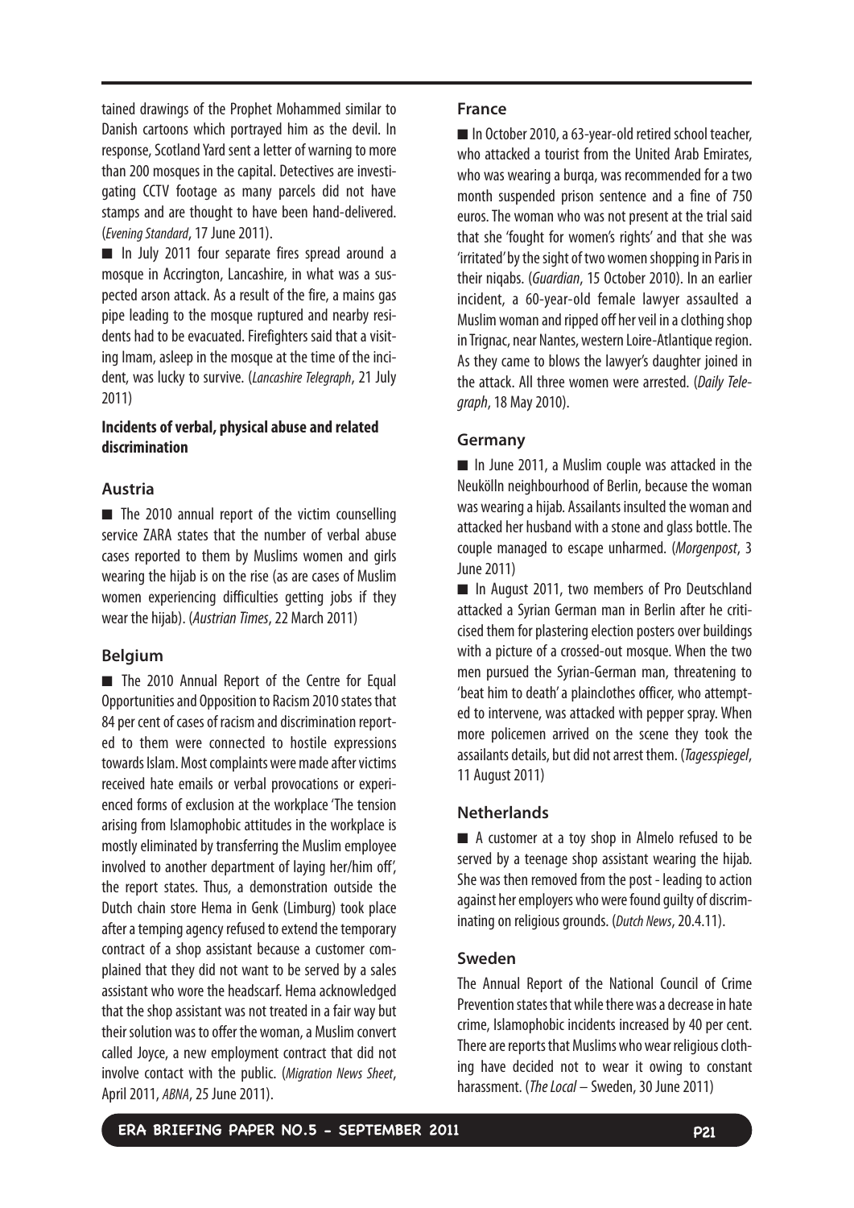tained drawings of the Prophet Mohammed similar to Danish cartoons which portrayed him as the devil. In response, Scotland Yard sent a letter of warning to more than 200 mosques in the capital. Detectives are investigating CCTV footage as many parcels did not have stamps and are thought to have been hand-delivered. (*Evening Standard*, 17 June 2011).

■ In July 2011 four separate fires spread around a mosque in Accrington, Lancashire, in what was a suspected arson attack. As a result of the fire, a mains gas pipe leading to the mosque ruptured and nearby residents had to be evacuated. Firefighters said that a visiting Imam, asleep in the mosque at the time of the incident, was lucky to survive. (*Lancashire Telegraph*, 21 July 2011)

**Incidents of verbal, physical abuse and related discrimination**

### Austria

■ The 2010 annual report of the victim counselling service ZARA states that the number of verbal abuse cases reported to them by Muslims women and girls wearing the hijab is on the rise (as are cases of Muslim women experiencing difficulties getting jobs if they wear the hijab). (*Austrian Times*, 22 March 2011)

### Belgium

■ The 2010 Annual Report of the Centre for Equal Opportunities and Opposition to Racism 2010 states that 84 per cent of cases of racism and discrimination reported to them were connected to hostile expressions towards Islam. Most complaints were made after victims received hate emails or verbal provocations or experienced forms of exclusion at the workplace 'The tension arising from Islamophobic attitudes in the workplace is mostly eliminated by transferring the Muslim employee involved to another department of laying her/him off', the report states. Thus, a demonstration outside the Dutch chain store Hema in Genk (Limburg) took place after a temping agency refused to extend the temporary contract of a shop assistant because a customer complained that they did not want to be served by a sales assistant who wore the headscarf. Hema acknowledged that the shop assistant was not treated in a fair way but their solution was to offer the woman, a Muslim convert called Joyce, a new employment contract that did not involve contact with the public. (*Migration News Sheet*, April 2011, *ABNA*, 25 June 2011).

### France

■ In October 2010, a 63-year-old retired school teacher, who attacked a tourist from the United Arab Emirates, who was wearing a burqa, was recommended for a two month suspended prison sentence and a fine of 750 euros. The woman who was not present at the trial said that she 'fought for women's rights' and that she was 'irritated' by the sight of two women shopping in Paris in their niqabs. (*Guardian*, 15 October 2010). In an earlier incident, a 60-year-old female lawyer assaulted a Muslim woman and ripped off her veil in a clothing shop in Trignac, near Nantes, western Loire-Atlantique region. As they came to blows the lawyer's daughter joined in the attack. All three women were arrested. (*Daily Telegraph*, 18 May 2010).

### Germany

■ In June 2011, a Muslim couple was attacked in the Neukölln neighbourhood of Berlin, because the woman was wearing a hijab. Assailants insulted the woman and attacked her husband with a stone and glass bottle. The couple managed to escape unharmed. (*Morgenpost*, 3 June 2011)

■ In August 2011, two members of Pro Deutschland attacked a Syrian German man in Berlin after he criticised them for plastering election posters over buildings with a picture of a crossed-out mosque. When the two men pursued the Syrian-German man, threatening to 'beat him to death' a plainclothes officer, who attempted to intervene, was attacked with pepper spray. When more policemen arrived on the scene they took the assailants details, but did not arrest them. (*Tagesspiegel*, 11 August 2011)

### Netherlands

■ A customer at a toy shop in Almelo refused to be served by a teenage shop assistant wearing the hijab. She was then removed from the post - leading to action against her employers who were found guilty of discriminating on religious grounds. (*Dutch News*, 20.4.11).

### Sweden

The Annual Report of the National Council of Crime Prevention states that while there was a decrease in hate crime, Islamophobic incidents increased by 40 per cent. There are reports that Muslims who wear religious clothing have decided not to wear it owing to constant harassment. (*The Local* – Sweden, 30 June 2011)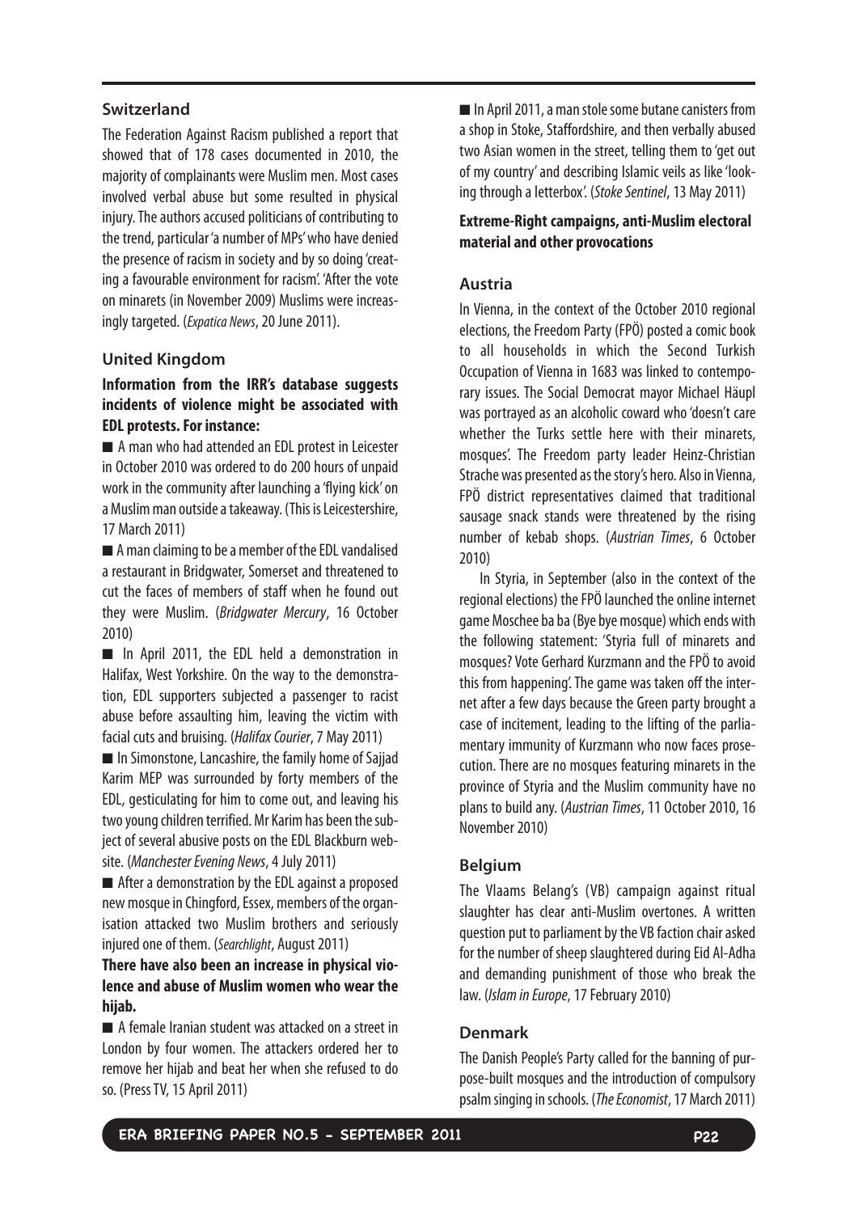### Switzerland

The Federation Against Racism published a report that showed that of 178 cases documented in 2010, the majority of complainants were Muslim men. Most cases involved verbal abuse but some resulted in physical injury. The authors accused politicians of contributing to the trend, particular 'a number of MPs' who have denied the presence of racism in society and by so doing 'creating a favourable environment for racism'. 'After the vote on minarets (in November 2009) Muslims were increasingly targeted. (*Expatica News*, 20 June 2011).

### United Kingdom

**Information from the IRR's database suggests incidents of violence might be associated with EDL protests. For instance:**

- A man who had attended an EDL protest in Leicester in October 2010 was ordered to do 200 hours of unpaid work in the community after launching a 'flying kick' on a Muslim man outside a takeaway. (This is Leicestershire, 17 March 2011)
- A man claiming to be a member of the EDL vandalised a restaurant in Bridgwater, Somerset and threatened to cut the faces of members of staff when he found out they were Muslim. (*Bridgwater Mercury*, 16 October 2010)
- In April 2011, the EDL held a demonstration in Halifax, West Yorkshire. On the way to the demonstration, EDL supporters subjected a passenger to racist abuse before assaulting him, leaving the victim with facial cuts and bruising. (*Halifax Courier*, 7 May 2011)
- In Simonstone, Lancashire, the family home of Sajjad Karim MEP was surrounded by forty members of the EDL, gesticulating for him to come out, and leaving his two young children terrified. Mr Karim has been the subject of several abusive posts on the EDL Blackburn website. (*Manchester Evening News*, 4 July 2011)
- After a demonstration by the EDL against a proposed new mosque in Chingford, Essex, members of the organisation attacked two Muslim brothers and seriously injured one of them. (*Searchlight*, August 2011)

**There have also been an increase in physical violence and abuse of Muslim women who wear the hijab.**

- A female Iranian student was attacked on a street in London by four women. The attackers ordered her to remove her hijab and beat her when she refused to do so. (Press TV, 15 April 2011)
- In April 2011, a man stole some butane canisters from a shop in Stoke, Staffordshire, and then verbally abused two Asian women in the street, telling them to 'get out of my country' and describing Islamic veils as like 'looking through a letterbox'. (*Stoke Sentinel*, 13 May 2011)

**Extreme-Right campaigns, anti-Muslim electoral material and other provocations**

### Austria

In Vienna, in the context of the October 2010 regional elections, the Freedom Party (FPÖ) posted a comic book to all households in which the Second Turkish Occupation of Vienna in 1683 was linked to contemporary issues. The Social Democrat mayor Michael Häupl was portrayed as an alcoholic coward who 'doesn't care whether the Turks settle here with their minarets, mosques'. The Freedom party leader Heinz-Christian Strache was presented as the story's hero. Also in Vienna, FPÖ district representatives claimed that traditional sausage snack stands were threatened by the rising number of kebab shops. (*Austrian Times*, 6 October 2010)

In Styria, in September (also in the context of the regional elections) the FPÖ launched the online internet game Moschee ba ba (Bye bye mosque) which ends with the following statement: 'Styria full of minarets and mosques? Vote Gerhard Kurzmann and the FPÖ to avoid this from happening'. The game was taken off the internet after a few days because the Green party brought a case of incitement, leading to the lifting of the parliamentary immunity of Kurzmann who now faces prosecution. There are no mosques featuring minarets in the province of Styria and the Muslim community have no plans to build any. (*Austrian Times*, 11 October 2010, 16 November 2010)

### Belgium

The Vlaams Belang's (VB) campaign against ritual slaughter has clear anti-Muslim overtones. A written question put to parliament by the VB faction chair asked for the number of sheep slaughtered during Eid Al-Adha and demanding punishment of those who break the law. (*Islam in Europe*, 17 February 2010)

### Denmark

The Danish People's Party called for the banning of purpose-built mosques and the introduction of compulsory psalm singing in schools. (*The Economist*, 17 March 2011)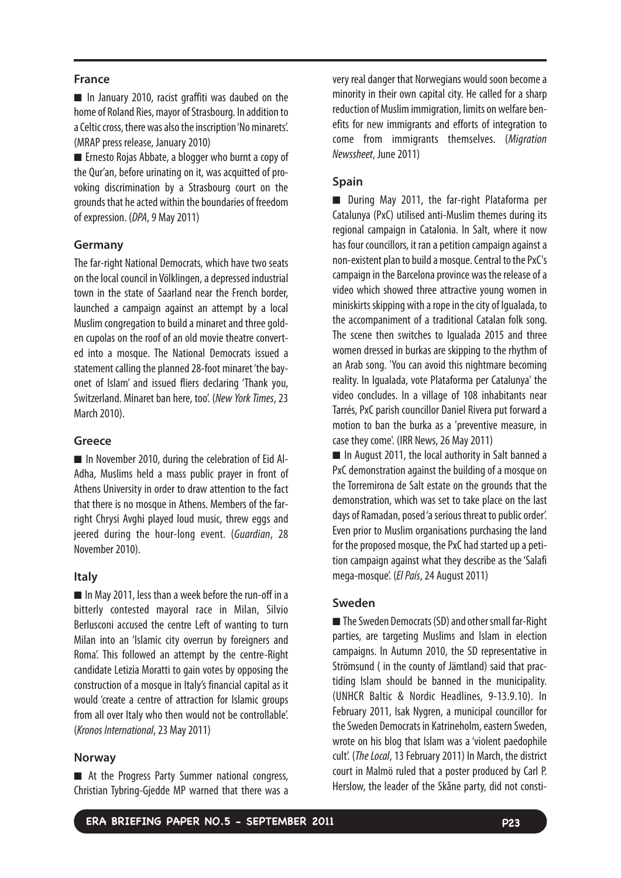## France

■ In January 2010, racist graffiti was daubed on the home of Roland Ries, mayor of Strasbourg. In addition to a Celtic cross, there was also the inscription 'No minarets'. (MRAP press release, January 2010)

■ Ernesto Rojas Abbate, a blogger who burnt a copy of the Qur'an, before urinating on it, was acquitted of provoking discrimination by a Strasbourg court on the grounds that he acted within the boundaries of freedom of expression. (*DPA*, 9 May 2011)

## Germany

The far-right National Democrats, which have two seats on the local council in Völklingen, a depressed industrial town in the state of Saarland near the French border, launched a campaign against an attempt by a local Muslim congregation to build a minaret and three golden cupolas on the roof of an old movie theatre converted into a mosque. The National Democrats issued a statement calling the planned 28-foot minaret 'the bayonet of Islam' and issued fliers declaring 'Thank you, Switzerland. Minaret ban here, too'. (*New York Times*, 23 March 2010).

## Greece

■ In November 2010, during the celebration of Eid Al-Adha, Muslims held a mass public prayer in front of Athens University in order to draw attention to the fact that there is no mosque in Athens. Members of the far-right Chrysi Avghi played loud music, threw eggs and jeered during the hour-long event. (*Guardian*, 28 November 2010).

## Italy

■ In May 2011, less than a week before the run-off in a bitterly contested mayoral race in Milan, Silvio Berlusconi accused the centre Left of wanting to turn Milan into an 'Islamic city overrun by foreigners and Roma'. This followed an attempt by the centre-Right candidate Letizia Moratti to gain votes by opposing the construction of a mosque in Italy's financial capital as it would 'create a centre of attraction for Islamic groups from all over Italy who then would not be controllable'. (*Kronos International*, 23 May 2011)

## Norway

■ At the Progress Party Summer national congress, Christian Tybring-Gjedde MP warned that there was a very real danger that Norwegians would soon become a minority in their own capital city. He called for a sharp reduction of Muslim immigration, limits on welfare benefits for new immigrants and efforts of integration to come from immigrants themselves. (*Migration Newssheet*, June 2011)

## Spain

■ During May 2011, the far-right Plataforma per Catalunya (PxC) utilised anti-Muslim themes during its regional campaign in Catalonia. In Salt, where it now has four councillors, it ran a petition campaign against a non-existent plan to build a mosque. Central to the PxC's campaign in the Barcelona province was the release of a video which showed three attractive young women in miniskirts skipping with a rope in the city of Igualada, to the accompaniment of a traditional Catalan folk song. The scene then switches to Igualada 2015 and three women dressed in burkas are skipping to the rhythm of an Arab song. 'You can avoid this nightmare becoming reality. In Igualada, vote Plataforma per Catalunya' the video concludes. In a village of 108 inhabitants near Tarrés, PxC parish councillor Daniel Rivera put forward a motion to ban the burka as a 'preventive measure, in case they come'. (IRR News, 26 May 2011)

■ In August 2011, the local authority in Salt banned a PxC demonstration against the building of a mosque on the Torremirona de Salt estate on the grounds that the demonstration, which was set to take place on the last days of Ramadan, posed 'a serious threat to public order'. Even prior to Muslim organisations purchasing the land for the proposed mosque, the PxC had started up a petition campaign against what they describe as the 'Salafi mega-mosque'. (*El País*, 24 August 2011)

## Sweden

■ The Sweden Democrats (SD) and other small far-Right parties, are targeting Muslims and Islam in election campaigns. In Autumn 2010, the SD representative in Strömsund ( in the county of Jämtland) said that practiding Islam should be banned in the municipality. (UNHCR Baltic & Nordic Headlines, 9-13.9.10). In February 2011, Isak Nygren, a municipal councillor for the Sweden Democrats in Katrineholm, eastern Sweden, wrote on his blog that Islam was a 'violent paedophile cult'. (*The Local*, 13 February 2011) In March, the district court in Malmö ruled that a poster produced by Carl P. Herslow, the leader of the Skåne party, did not consti-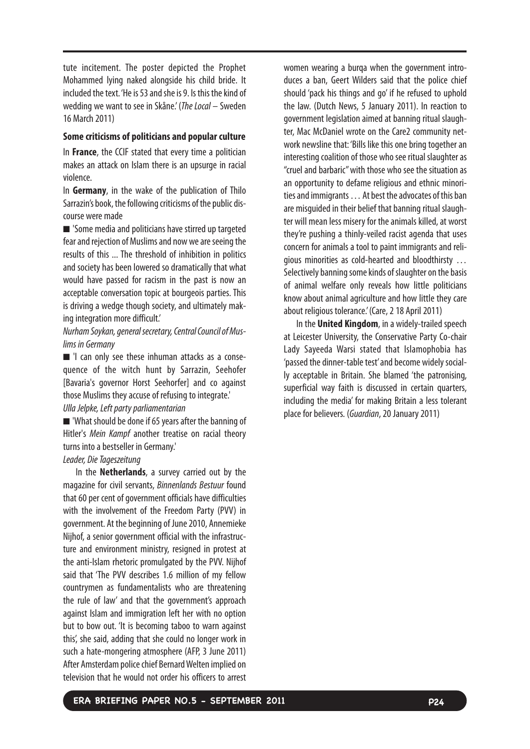tute incitement. The poster depicted the Prophet Mohammed lying naked alongside his child bride. It included the text. 'He is 53 and she is 9. Is this the kind of wedding we want to see in Skåne.' (*The Local* – Sweden 16 March 2011)

**Some criticisms of politicians and popular culture**

In **France**, the CCIF stated that every time a politician makes an attack on Islam there is an upsurge in racial violence.

In **Germany**, in the wake of the publication of Thilo Sarrazin's book, the following criticisms of the public discourse were made

- 'Some media and politicians have stirred up targeted fear and rejection of Muslims and now we are seeing the results of this ... The threshold of inhibition in politics and society has been lowered so dramatically that what would have passed for racism in the past is now an acceptable conversation topic at bourgeois parties. This is driving a wedge though society, and ultimately making integration more difficult.'
*Nurham Soykan, general secretary, Central Council of Muslims in Germany*

- 'I can only see these inhuman attacks as a consequence of the witch hunt by Sarrazin, Seehofer [Bavaria's governor Horst Seehorfer] and co against those Muslims they accuse of refusing to integrate.'
*Ulla Jelpke, Left party parliamentarian*

- 'What should be done if 65 years after the banning of Hitler's *Mein Kampf* another treatise on racial theory turns into a bestseller in Germany.'
*Leader, Die Tageszeitung*

In the **Netherlands**, a survey carried out by the magazine for civil servants, *Binnenlands Bestuur* found that 60 per cent of government officials have difficulties with the involvement of the Freedom Party (PVV) in government. At the beginning of June 2010, Annemieke Nijhof, a senior government official with the infrastructure and environment ministry, resigned in protest at the anti-Islam rhetoric promulgated by the PVV. Nijhof said that 'The PVV describes 1.6 million of my fellow countrymen as fundamentalists who are threatening the rule of law' and that the government's approach against Islam and immigration left her with no option but to bow out. 'It is becoming taboo to warn against this', she said, adding that she could no longer work in such a hate-mongering atmosphere (AFP, 3 June 2011) After Amsterdam police chief Bernard Welten implied on television that he would not order his officers to arrest women wearing a burqa when the government introduces a ban, Geert Wilders said that the police chief should 'pack his things and go' if he refused to uphold the law. (Dutch News, 5 January 2011). In reaction to government legislation aimed at banning ritual slaughter, Mac McDaniel wrote on the Care2 community network newsline that: 'Bills like this one bring together an interesting coalition of those who see ritual slaughter as "cruel and barbaric" with those who see the situation as an opportunity to defame religious and ethnic minorities and immigrants … At best the advocates of this ban are misguided in their belief that banning ritual slaughter will mean less misery for the animals killed, at worst they're pushing a thinly-veiled racist agenda that uses concern for animals a tool to paint immigrants and religious minorities as cold-hearted and bloodthirsty … Selectively banning some kinds of slaughter on the basis of animal welfare only reveals how little politicians know about animal agriculture and how little they care about religious tolerance.' (Care, 2 18 April 2011)

In the **United Kingdom**, in a widely-trailed speech at Leicester University, the Conservative Party Co-chair Lady Sayeeda Warsi stated that Islamophobia has 'passed the dinner-table test' and become widely socially acceptable in Britain. She blamed 'the patronising, superficial way faith is discussed in certain quarters, including the media' for making Britain a less tolerant place for believers. (*Guardian*, 20 January 2011)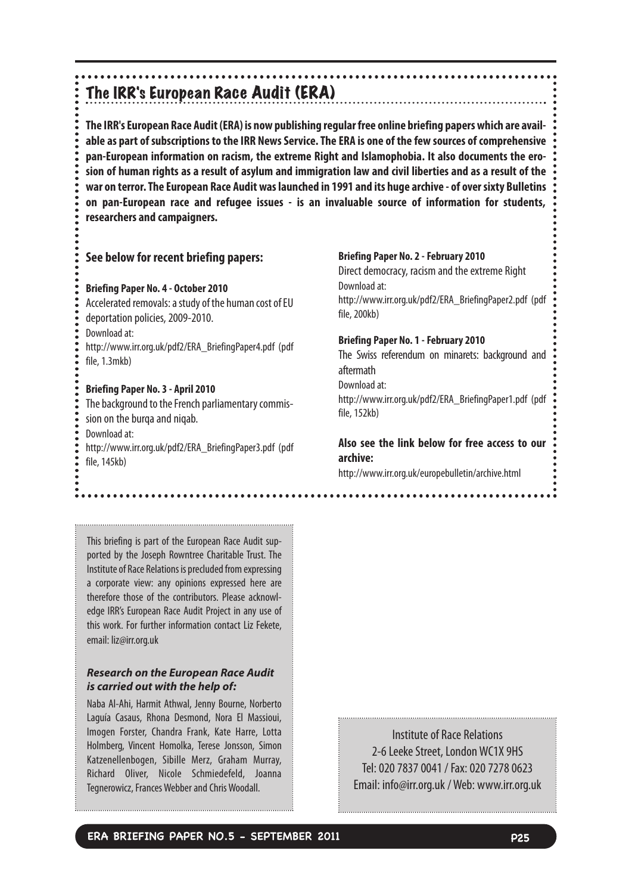## The IRR's European Race Audit (ERA)

**The IRR's European Race Audit (ERA) is now publishing regular free online briefing papers which are available as part of subscriptions to the IRR News Service. The ERA is one of the few sources of comprehensive pan-European information on racism, the extreme Right and Islamophobia. It also documents the erosion of human rights as a result of asylum and immigration law and civil liberties and as a result of the war on terror. The European Race Audit was launched in 1991 and its huge archive - of over sixty Bulletins on pan-European race and refugee issues - is an invaluable source of information for students, researchers and campaigners.**

### See below for recent briefing papers:

**Briefing Paper No. 4 - October 2010**
Accelerated removals: a study of the human cost of EU deportation policies, 2009-2010.
Download at:
http://www.irr.org.uk/pdf2/ERA_BriefingPaper4.pdf (pdf file, 1.3mkb)

**Briefing Paper No. 3 - April 2010**
The background to the French parliamentary commission on the burqa and niqab.
Download at:
http://www.irr.org.uk/pdf2/ERA_BriefingPaper3.pdf (pdf file, 145kb)

**Briefing Paper No. 2 - February 2010**
Direct democracy, racism and the extreme Right
Download at:
http://www.irr.org.uk/pdf2/ERA_BriefingPaper2.pdf (pdf file, 200kb)

**Briefing Paper No. 1 - February 2010**
The Swiss referendum on minarets: background and aftermath
Download at:
http://www.irr.org.uk/pdf2/ERA_BriefingPaper1.pdf (pdf file, 152kb)

**Also see the link below for free access to our archive:**
http://www.irr.org.uk/europebulletin/archive.html

This briefing is part of the European Race Audit supported by the Joseph Rowntree Charitable Trust. The Institute of Race Relations is precluded from expressing a corporate view: any opinions expressed here are therefore those of the contributors. Please acknowledge IRR's European Race Audit Project in any use of this work. For further information contact Liz Fekete, email: liz@irr.org.uk

***Research on the European Race Audit is carried out with the help of:***

Naba Al-Ahi, Harmit Athwal, Jenny Bourne, Norberto Laguía Casaus, Rhona Desmond, Nora El Massioui, Imogen Forster, Chandra Frank, Kate Harre, Lotta Holmberg, Vincent Homolka, Terese Jonsson, Simon Katzenellenbogen, Sibille Merz, Graham Murray, Richard Oliver, Nicole Schmiedefeld, Joanna Tegnerowicz, Frances Webber and Chris Woodall.

Institute of Race Relations
2-6 Leeke Street, London WC1X 9HS
Tel: 020 7837 0041 / Fax: 020 7278 0623
Email: info@irr.org.uk / Web: www.irr.org.uk